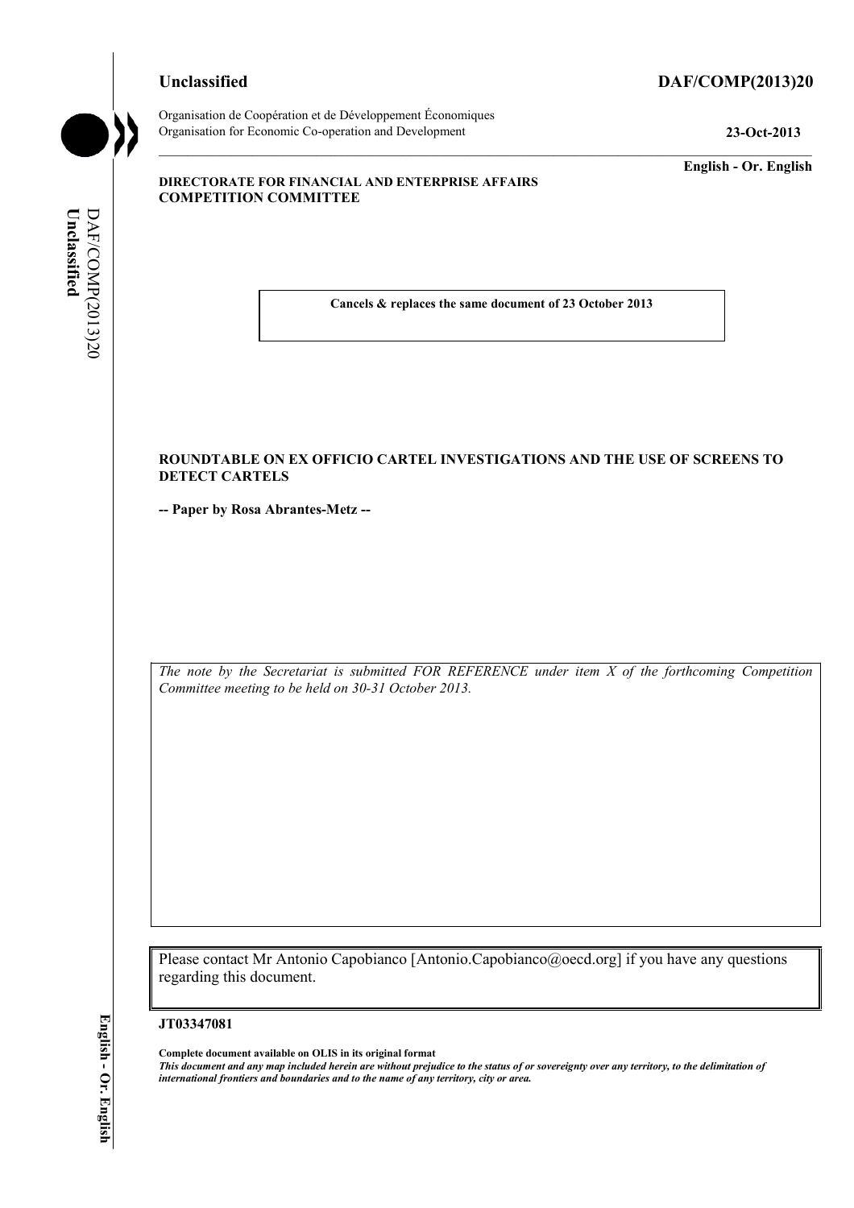**Unclassified** **DAF/COMP(2013)20**

Organisation de Coopération et de Développement Économiques
Organisation for Economic Co-operation and Development

**23-Oct-2013**

**English - Or. English**

**DIRECTORATE FOR FINANCIAL AND ENTERPRISE AFFAIRS**
**COMPETITION COMMITTEE**

**Cancels & replaces the same document of 23 October 2013**

**ROUNDTABLE ON EX OFFICIO CARTEL INVESTIGATIONS AND THE USE OF SCREENS TO DETECT CARTELS**

**-- Paper by Rosa Abrantes-Metz --**

*The note by the Secretariat is submitted FOR REFERENCE under item X of the forthcoming Competition Committee meeting to be held on 30-31 October 2013.*

Please contact Mr Antonio Capobianco [Antonio.Capobianco@oecd.org] if you have any questions regarding this document.

**JT03347081**

**Complete document available on OLIS in its original format**
***This document and any map included herein are without prejudice to the status of or sovereignty over any territory, to the delimitation of international frontiers and boundaries and to the name of any territory, city or area.***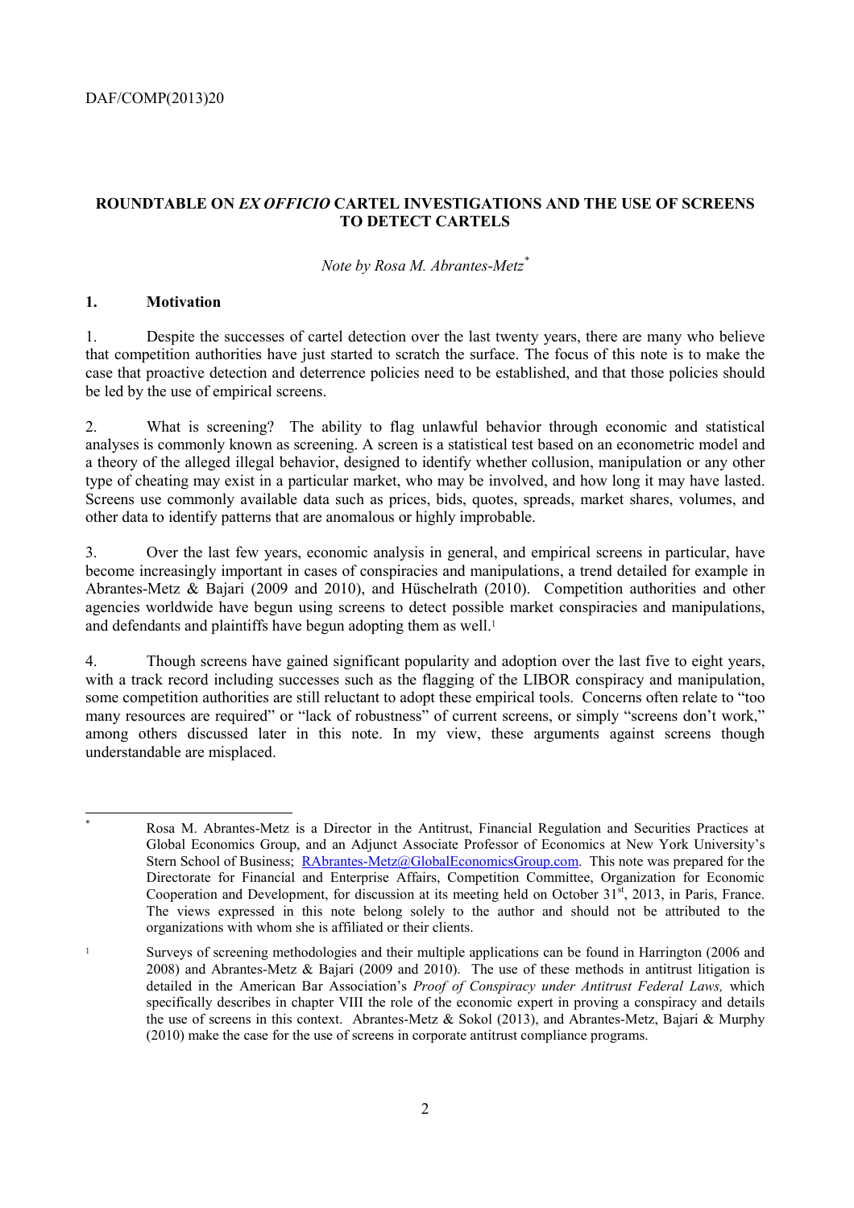**ROUNDTABLE ON *EX OFFICIO* CARTEL INVESTIGATIONS AND THE USE OF SCREENS TO DETECT CARTELS**

*Note by Rosa M. Abrantes-Metz*[*]

## 1. Motivation

1. Despite the successes of cartel detection over the last twenty years, there are many who believe that competition authorities have just started to scratch the surface. The focus of this note is to make the case that proactive detection and deterrence policies need to be established, and that those policies should be led by the use of empirical screens.

2. What is screening? The ability to flag unlawful behavior through economic and statistical analyses is commonly known as screening. A screen is a statistical test based on an econometric model and a theory of the alleged illegal behavior, designed to identify whether collusion, manipulation or any other type of cheating may exist in a particular market, who may be involved, and how long it may have lasted. Screens use commonly available data such as prices, bids, quotes, spreads, market shares, volumes, and other data to identify patterns that are anomalous or highly improbable.

3. Over the last few years, economic analysis in general, and empirical screens in particular, have become increasingly important in cases of conspiracies and manipulations, a trend detailed for example in Abrantes-Metz & Bajari (2009 and 2010), and Hüschelrath (2010). Competition authorities and other agencies worldwide have begun using screens to detect possible market conspiracies and manipulations, and defendants and plaintiffs have begun adopting them as well.[1]

4. Though screens have gained significant popularity and adoption over the last five to eight years, with a track record including successes such as the flagging of the LIBOR conspiracy and manipulation, some competition authorities are still reluctant to adopt these empirical tools. Concerns often relate to "too many resources are required" or "lack of robustness" of current screens, or simply "screens don't work," among others discussed later in this note. In my view, these arguments against screens though understandable are misplaced.

---

[*] Rosa M. Abrantes-Metz is a Director in the Antitrust, Financial Regulation and Securities Practices at Global Economics Group, and an Adjunct Associate Professor of Economics at New York University's Stern School of Business; RAbrantes-Metz@GlobalEconomicsGroup.com. This note was prepared for the Directorate for Financial and Enterprise Affairs, Competition Committee, Organization for Economic Cooperation and Development, for discussion at its meeting held on October 31st, 2013, in Paris, France. The views expressed in this note belong solely to the author and should not be attributed to the organizations with whom she is affiliated or their clients.

[1] Surveys of screening methodologies and their multiple applications can be found in Harrington (2006 and 2008) and Abrantes-Metz & Bajari (2009 and 2010). The use of these methods in antitrust litigation is detailed in the American Bar Association's *Proof of Conspiracy under Antitrust Federal Laws,* which specifically describes in chapter VIII the role of the economic expert in proving a conspiracy and details the use of screens in this context. Abrantes-Metz & Sokol (2013), and Abrantes-Metz, Bajari & Murphy (2010) make the case for the use of screens in corporate antitrust compliance programs.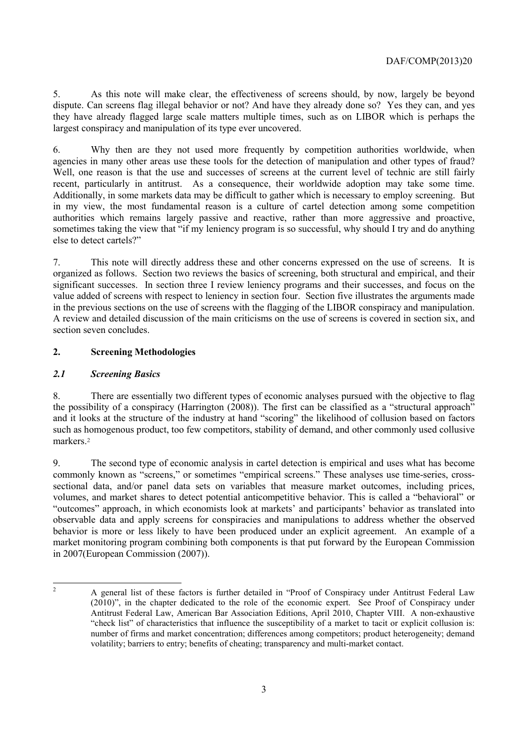5. As this note will make clear, the effectiveness of screens should, by now, largely be beyond dispute. Can screens flag illegal behavior or not? And have they already done so? Yes they can, and yes they have already flagged large scale matters multiple times, such as on LIBOR which is perhaps the largest conspiracy and manipulation of its type ever uncovered.

6. Why then are they not used more frequently by competition authorities worldwide, when agencies in many other areas use these tools for the detection of manipulation and other types of fraud? Well, one reason is that the use and successes of screens at the current level of technic are still fairly recent, particularly in antitrust. As a consequence, their worldwide adoption may take some time. Additionally, in some markets data may be difficult to gather which is necessary to employ screening. But in my view, the most fundamental reason is a culture of cartel detection among some competition authorities which remains largely passive and reactive, rather than more aggressive and proactive, sometimes taking the view that "if my leniency program is so successful, why should I try and do anything else to detect cartels?"

7. This note will directly address these and other concerns expressed on the use of screens. It is organized as follows. Section two reviews the basics of screening, both structural and empirical, and their significant successes. In section three I review leniency programs and their successes, and focus on the value added of screens with respect to leniency in section four. Section five illustrates the arguments made in the previous sections on the use of screens with the flagging of the LIBOR conspiracy and manipulation. A review and detailed discussion of the main criticisms on the use of screens is covered in section six, and section seven concludes.

## 2. Screening Methodologies

### *2.1 Screening Basics*

8. There are essentially two different types of economic analyses pursued with the objective to flag the possibility of a conspiracy (Harrington (2008)). The first can be classified as a "structural approach" and it looks at the structure of the industry at hand "scoring" the likelihood of collusion based on factors such as homogenous product, too few competitors, stability of demand, and other commonly used collusive markers.[2]

9. The second type of economic analysis in cartel detection is empirical and uses what has become commonly known as "screens," or sometimes "empirical screens." These analyses use time-series, cross-sectional data, and/or panel data sets on variables that measure market outcomes, including prices, volumes, and market shares to detect potential anticompetitive behavior. This is called a "behavioral" or "outcomes" approach, in which economists look at markets' and participants' behavior as translated into observable data and apply screens for conspiracies and manipulations to address whether the observed behavior is more or less likely to have been produced under an explicit agreement. An example of a market monitoring program combining both components is that put forward by the European Commission in 2007(European Commission (2007)).

---

[2] A general list of these factors is further detailed in "Proof of Conspiracy under Antitrust Federal Law (2010)", in the chapter dedicated to the role of the economic expert. See Proof of Conspiracy under Antitrust Federal Law, American Bar Association Editions, April 2010, Chapter VIII. A non-exhaustive "check list" of characteristics that influence the susceptibility of a market to tacit or explicit collusion is: number of firms and market concentration; differences among competitors; product heterogeneity; demand volatility; barriers to entry; benefits of cheating; transparency and multi-market contact.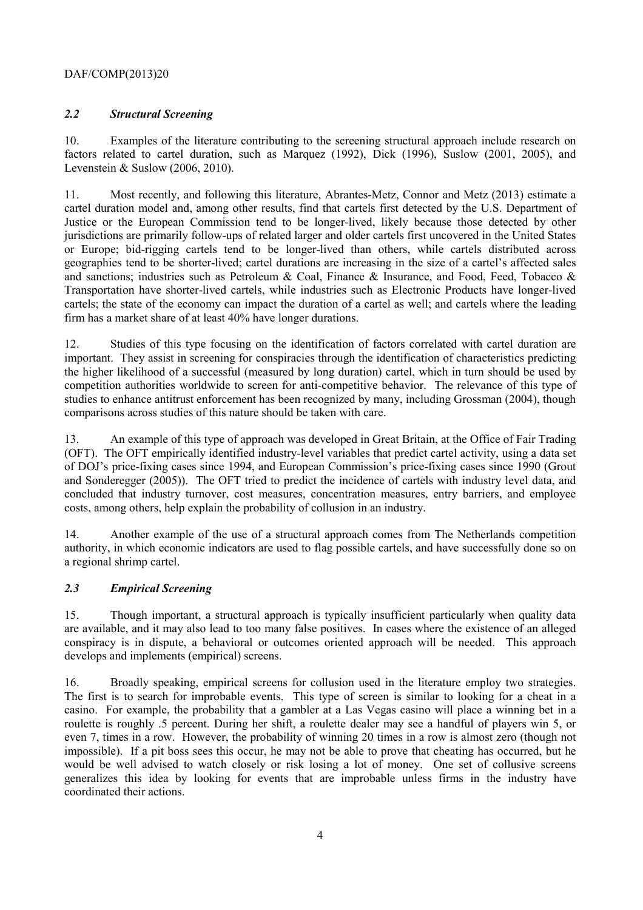### *2.2 Structural Screening*

10. Examples of the literature contributing to the screening structural approach include research on factors related to cartel duration, such as Marquez (1992), Dick (1996), Suslow (2001, 2005), and Levenstein & Suslow (2006, 2010).

11. Most recently, and following this literature, Abrantes-Metz, Connor and Metz (2013) estimate a cartel duration model and, among other results, find that cartels first detected by the U.S. Department of Justice or the European Commission tend to be longer-lived, likely because those detected by other jurisdictions are primarily follow-ups of related larger and older cartels first uncovered in the United States or Europe; bid-rigging cartels tend to be longer-lived than others, while cartels distributed across geographies tend to be shorter-lived; cartel durations are increasing in the size of a cartel's affected sales and sanctions; industries such as Petroleum & Coal, Finance & Insurance, and Food, Feed, Tobacco & Transportation have shorter-lived cartels, while industries such as Electronic Products have longer-lived cartels; the state of the economy can impact the duration of a cartel as well; and cartels where the leading firm has a market share of at least 40% have longer durations.

12. Studies of this type focusing on the identification of factors correlated with cartel duration are important. They assist in screening for conspiracies through the identification of characteristics predicting the higher likelihood of a successful (measured by long duration) cartel, which in turn should be used by competition authorities worldwide to screen for anti-competitive behavior. The relevance of this type of studies to enhance antitrust enforcement has been recognized by many, including Grossman (2004), though comparisons across studies of this nature should be taken with care.

13. An example of this type of approach was developed in Great Britain, at the Office of Fair Trading (OFT). The OFT empirically identified industry-level variables that predict cartel activity, using a data set of DOJ's price-fixing cases since 1994, and European Commission's price-fixing cases since 1990 (Grout and Sonderegger (2005)). The OFT tried to predict the incidence of cartels with industry level data, and concluded that industry turnover, cost measures, concentration measures, entry barriers, and employee costs, among others, help explain the probability of collusion in an industry.

14. Another example of the use of a structural approach comes from The Netherlands competition authority, in which economic indicators are used to flag possible cartels, and have successfully done so on a regional shrimp cartel.

### *2.3 Empirical Screening*

15. Though important, a structural approach is typically insufficient particularly when quality data are available, and it may also lead to too many false positives. In cases where the existence of an alleged conspiracy is in dispute, a behavioral or outcomes oriented approach will be needed. This approach develops and implements (empirical) screens.

16. Broadly speaking, empirical screens for collusion used in the literature employ two strategies. The first is to search for improbable events. This type of screen is similar to looking for a cheat in a casino. For example, the probability that a gambler at a Las Vegas casino will place a winning bet in a roulette is roughly .5 percent. During her shift, a roulette dealer may see a handful of players win 5, or even 7, times in a row. However, the probability of winning 20 times in a row is almost zero (though not impossible). If a pit boss sees this occur, he may not be able to prove that cheating has occurred, but he would be well advised to watch closely or risk losing a lot of money. One set of collusive screens generalizes this idea by looking for events that are improbable unless firms in the industry have coordinated their actions.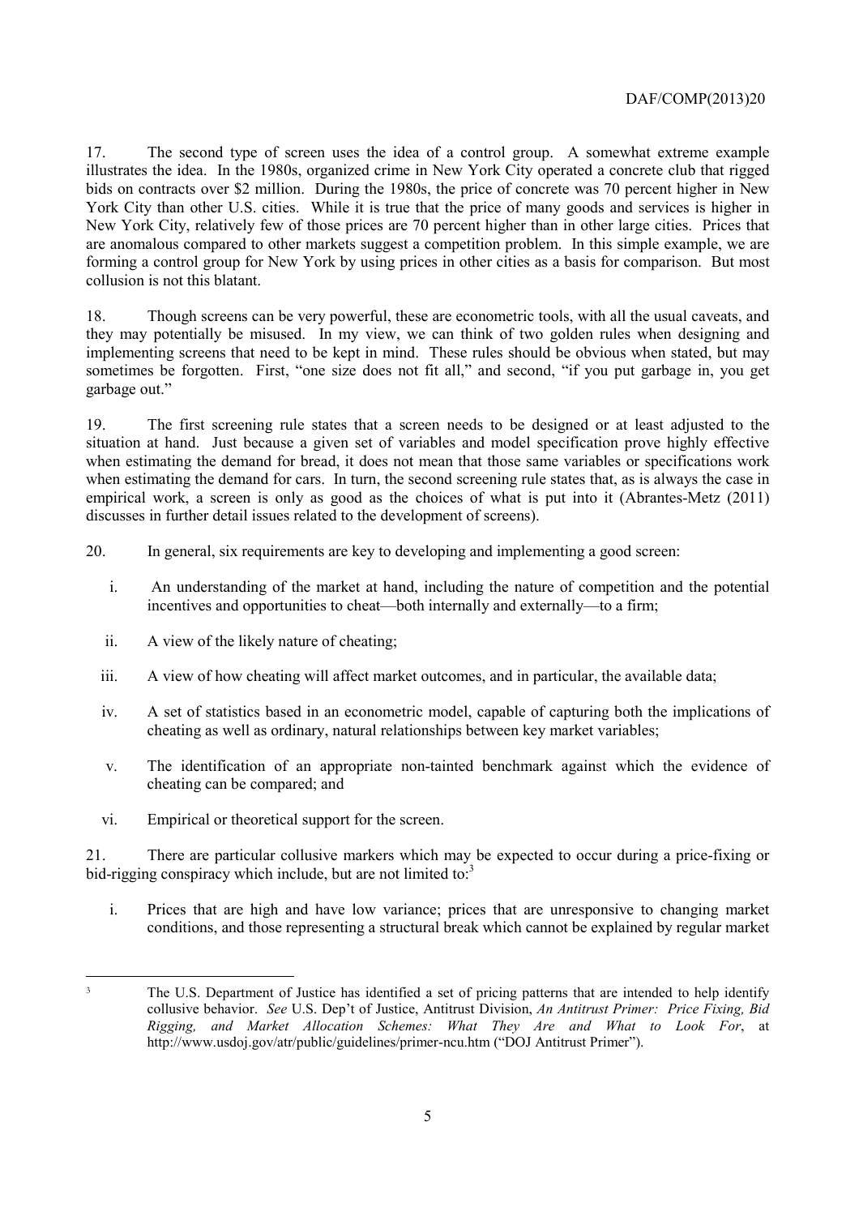17. The second type of screen uses the idea of a control group. A somewhat extreme example illustrates the idea. In the 1980s, organized crime in New York City operated a concrete club that rigged bids on contracts over $2 million. During the 1980s, the price of concrete was 70 percent higher in New York City than other U.S. cities. While it is true that the price of many goods and services is higher in New York City, relatively few of those prices are 70 percent higher than in other large cities. Prices that are anomalous compared to other markets suggest a competition problem. In this simple example, we are forming a control group for New York by using prices in other cities as a basis for comparison. But most collusion is not this blatant.

18. Though screens can be very powerful, these are econometric tools, with all the usual caveats, and they may potentially be misused. In my view, we can think of two golden rules when designing and implementing screens that need to be kept in mind. These rules should be obvious when stated, but may sometimes be forgotten. First, "one size does not fit all," and second, "if you put garbage in, you get garbage out."

19. The first screening rule states that a screen needs to be designed or at least adjusted to the situation at hand. Just because a given set of variables and model specification prove highly effective when estimating the demand for bread, it does not mean that those same variables or specifications work when estimating the demand for cars. In turn, the second screening rule states that, as is always the case in empirical work, a screen is only as good as the choices of what is put into it (Abrantes-Metz (2011) discusses in further detail issues related to the development of screens).

20. In general, six requirements are key to developing and implementing a good screen:

i. An understanding of the market at hand, including the nature of competition and the potential incentives and opportunities to cheat—both internally and externally—to a firm;

ii. A view of the likely nature of cheating;

iii. A view of how cheating will affect market outcomes, and in particular, the available data;

iv. A set of statistics based in an econometric model, capable of capturing both the implications of cheating as well as ordinary, natural relationships between key market variables;

v. The identification of an appropriate non-tainted benchmark against which the evidence of cheating can be compared; and

vi. Empirical or theoretical support for the screen.

21. There are particular collusive markers which may be expected to occur during a price-fixing or bid-rigging conspiracy which include, but are not limited to:[3]

i. Prices that are high and have low variance; prices that are unresponsive to changing market conditions, and those representing a structural break which cannot be explained by regular market

---

[3] The U.S. Department of Justice has identified a set of pricing patterns that are intended to help identify collusive behavior. *See* U.S. Dep't of Justice, Antitrust Division, *An Antitrust Primer: Price Fixing, Bid Rigging, and Market Allocation Schemes: What They Are and What to Look For*, at http://www.usdoj.gov/atr/public/guidelines/primer-ncu.htm ("DOJ Antitrust Primer").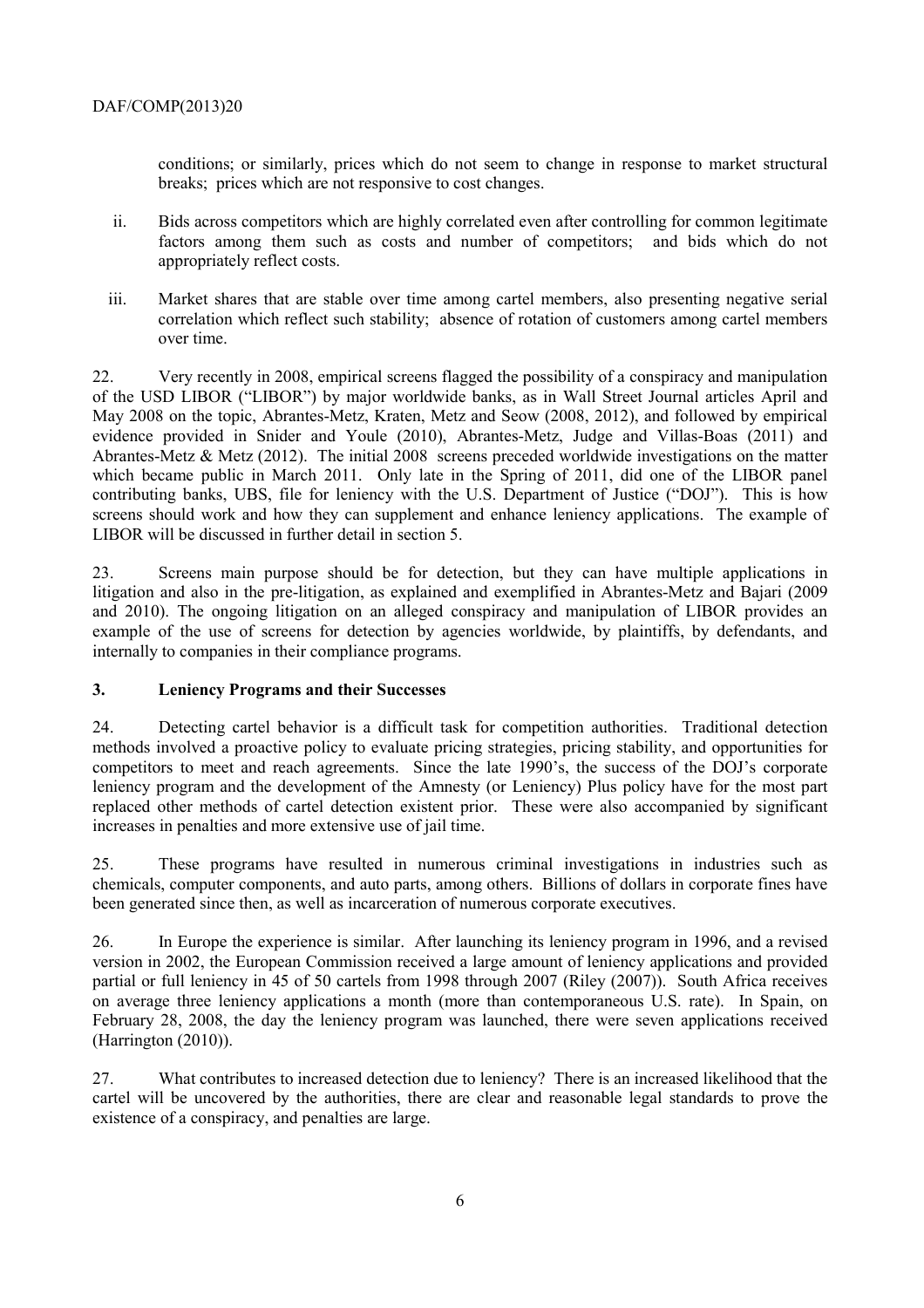conditions; or similarly, prices which do not seem to change in response to market structural breaks; prices which are not responsive to cost changes.

ii. Bids across competitors which are highly correlated even after controlling for common legitimate factors among them such as costs and number of competitors; and bids which do not appropriately reflect costs.

iii. Market shares that are stable over time among cartel members, also presenting negative serial correlation which reflect such stability; absence of rotation of customers among cartel members over time.

22. Very recently in 2008, empirical screens flagged the possibility of a conspiracy and manipulation of the USD LIBOR ("LIBOR") by major worldwide banks, as in Wall Street Journal articles April and May 2008 on the topic, Abrantes-Metz, Kraten, Metz and Seow (2008, 2012), and followed by empirical evidence provided in Snider and Youle (2010), Abrantes-Metz, Judge and Villas-Boas (2011) and Abrantes-Metz & Metz (2012). The initial 2008 screens preceded worldwide investigations on the matter which became public in March 2011. Only late in the Spring of 2011, did one of the LIBOR panel contributing banks, UBS, file for leniency with the U.S. Department of Justice ("DOJ"). This is how screens should work and how they can supplement and enhance leniency applications. The example of LIBOR will be discussed in further detail in section 5.

23. Screens main purpose should be for detection, but they can have multiple applications in litigation and also in the pre-litigation, as explained and exemplified in Abrantes-Metz and Bajari (2009 and 2010). The ongoing litigation on an alleged conspiracy and manipulation of LIBOR provides an example of the use of screens for detection by agencies worldwide, by plaintiffs, by defendants, and internally to companies in their compliance programs.

## 3. Leniency Programs and their Successes

24. Detecting cartel behavior is a difficult task for competition authorities. Traditional detection methods involved a proactive policy to evaluate pricing strategies, pricing stability, and opportunities for competitors to meet and reach agreements. Since the late 1990's, the success of the DOJ's corporate leniency program and the development of the Amnesty (or Leniency) Plus policy have for the most part replaced other methods of cartel detection existent prior. These were also accompanied by significant increases in penalties and more extensive use of jail time.

25. These programs have resulted in numerous criminal investigations in industries such as chemicals, computer components, and auto parts, among others. Billions of dollars in corporate fines have been generated since then, as well as incarceration of numerous corporate executives.

26. In Europe the experience is similar. After launching its leniency program in 1996, and a revised version in 2002, the European Commission received a large amount of leniency applications and provided partial or full leniency in 45 of 50 cartels from 1998 through 2007 (Riley (2007)). South Africa receives on average three leniency applications a month (more than contemporaneous U.S. rate). In Spain, on February 28, 2008, the day the leniency program was launched, there were seven applications received (Harrington (2010)).

27. What contributes to increased detection due to leniency? There is an increased likelihood that the cartel will be uncovered by the authorities, there are clear and reasonable legal standards to prove the existence of a conspiracy, and penalties are large.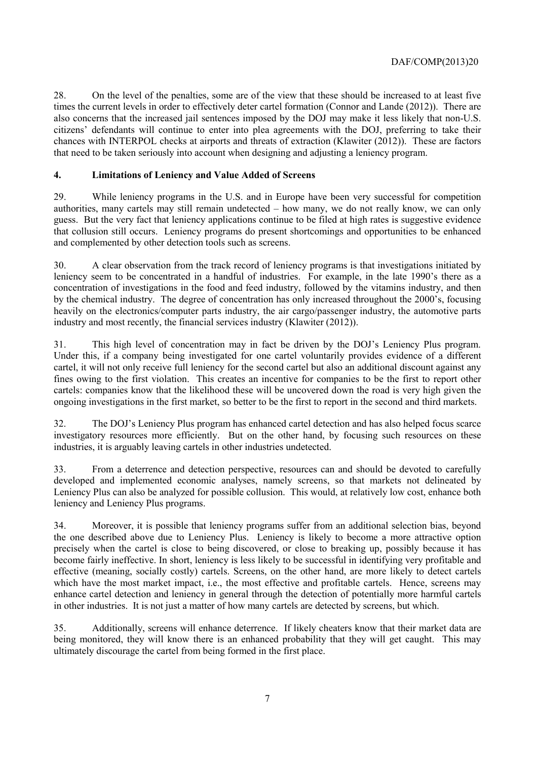28. On the level of the penalties, some are of the view that these should be increased to at least five times the current levels in order to effectively deter cartel formation (Connor and Lande (2012)). There are also concerns that the increased jail sentences imposed by the DOJ may make it less likely that non-U.S. citizens' defendants will continue to enter into plea agreements with the DOJ, preferring to take their chances with INTERPOL checks at airports and threats of extraction (Klawiter (2012)). These are factors that need to be taken seriously into account when designing and adjusting a leniency program.

## 4. Limitations of Leniency and Value Added of Screens

29. While leniency programs in the U.S. and in Europe have been very successful for competition authorities, many cartels may still remain undetected – how many, we do not really know, we can only guess. But the very fact that leniency applications continue to be filed at high rates is suggestive evidence that collusion still occurs. Leniency programs do present shortcomings and opportunities to be enhanced and complemented by other detection tools such as screens.

30. A clear observation from the track record of leniency programs is that investigations initiated by leniency seem to be concentrated in a handful of industries. For example, in the late 1990's there as a concentration of investigations in the food and feed industry, followed by the vitamins industry, and then by the chemical industry. The degree of concentration has only increased throughout the 2000's, focusing heavily on the electronics/computer parts industry, the air cargo/passenger industry, the automotive parts industry and most recently, the financial services industry (Klawiter (2012)).

31. This high level of concentration may in fact be driven by the DOJ's Leniency Plus program. Under this, if a company being investigated for one cartel voluntarily provides evidence of a different cartel, it will not only receive full leniency for the second cartel but also an additional discount against any fines owing to the first violation. This creates an incentive for companies to be the first to report other cartels: companies know that the likelihood these will be uncovered down the road is very high given the ongoing investigations in the first market, so better to be the first to report in the second and third markets.

32. The DOJ's Leniency Plus program has enhanced cartel detection and has also helped focus scarce investigatory resources more efficiently. But on the other hand, by focusing such resources on these industries, it is arguably leaving cartels in other industries undetected.

33. From a deterrence and detection perspective, resources can and should be devoted to carefully developed and implemented economic analyses, namely screens, so that markets not delineated by Leniency Plus can also be analyzed for possible collusion. This would, at relatively low cost, enhance both leniency and Leniency Plus programs.

34. Moreover, it is possible that leniency programs suffer from an additional selection bias, beyond the one described above due to Leniency Plus. Leniency is likely to become a more attractive option precisely when the cartel is close to being discovered, or close to breaking up, possibly because it has become fairly ineffective. In short, leniency is less likely to be successful in identifying very profitable and effective (meaning, socially costly) cartels. Screens, on the other hand, are more likely to detect cartels which have the most market impact, i.e., the most effective and profitable cartels. Hence, screens may enhance cartel detection and leniency in general through the detection of potentially more harmful cartels in other industries. It is not just a matter of how many cartels are detected by screens, but which.

35. Additionally, screens will enhance deterrence. If likely cheaters know that their market data are being monitored, they will know there is an enhanced probability that they will get caught. This may ultimately discourage the cartel from being formed in the first place.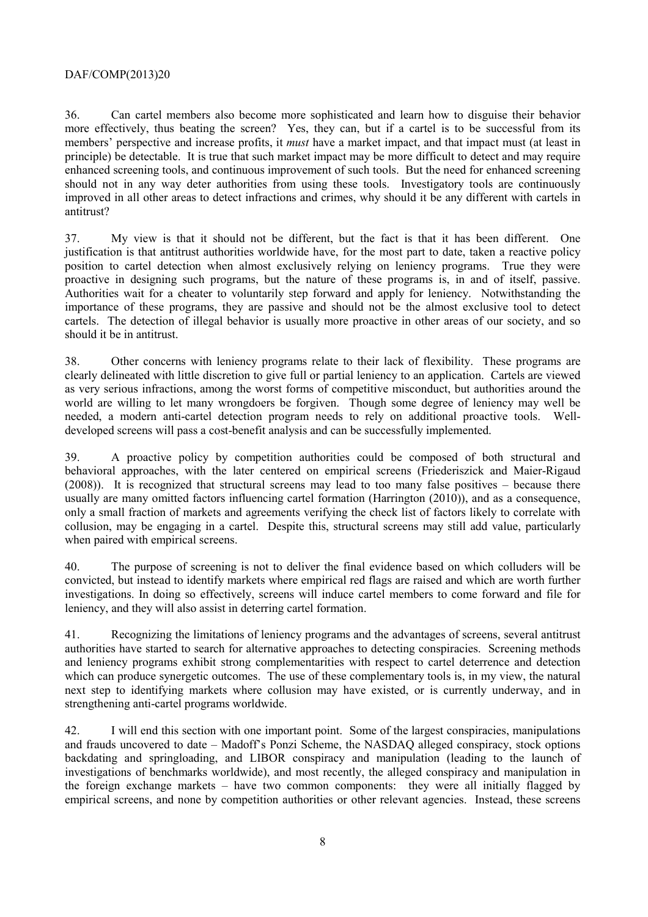36. Can cartel members also become more sophisticated and learn how to disguise their behavior more effectively, thus beating the screen? Yes, they can, but if a cartel is to be successful from its members' perspective and increase profits, it *must* have a market impact, and that impact must (at least in principle) be detectable. It is true that such market impact may be more difficult to detect and may require enhanced screening tools, and continuous improvement of such tools. But the need for enhanced screening should not in any way deter authorities from using these tools. Investigatory tools are continuously improved in all other areas to detect infractions and crimes, why should it be any different with cartels in antitrust?

37. My view is that it should not be different, but the fact is that it has been different. One justification is that antitrust authorities worldwide have, for the most part to date, taken a reactive policy position to cartel detection when almost exclusively relying on leniency programs. True they were proactive in designing such programs, but the nature of these programs is, in and of itself, passive. Authorities wait for a cheater to voluntarily step forward and apply for leniency. Notwithstanding the importance of these programs, they are passive and should not be the almost exclusive tool to detect cartels. The detection of illegal behavior is usually more proactive in other areas of our society, and so should it be in antitrust.

38. Other concerns with leniency programs relate to their lack of flexibility. These programs are clearly delineated with little discretion to give full or partial leniency to an application. Cartels are viewed as very serious infractions, among the worst forms of competitive misconduct, but authorities around the world are willing to let many wrongdoers be forgiven. Though some degree of leniency may well be needed, a modern anti-cartel detection program needs to rely on additional proactive tools. Well-developed screens will pass a cost-benefit analysis and can be successfully implemented.

39. A proactive policy by competition authorities could be composed of both structural and behavioral approaches, with the later centered on empirical screens (Friederiszick and Maier-Rigaud (2008)). It is recognized that structural screens may lead to too many false positives – because there usually are many omitted factors influencing cartel formation (Harrington (2010)), and as a consequence, only a small fraction of markets and agreements verifying the check list of factors likely to correlate with collusion, may be engaging in a cartel. Despite this, structural screens may still add value, particularly when paired with empirical screens.

40. The purpose of screening is not to deliver the final evidence based on which colluders will be convicted, but instead to identify markets where empirical red flags are raised and which are worth further investigations. In doing so effectively, screens will induce cartel members to come forward and file for leniency, and they will also assist in deterring cartel formation.

41. Recognizing the limitations of leniency programs and the advantages of screens, several antitrust authorities have started to search for alternative approaches to detecting conspiracies. Screening methods and leniency programs exhibit strong complementarities with respect to cartel deterrence and detection which can produce synergetic outcomes. The use of these complementary tools is, in my view, the natural next step to identifying markets where collusion may have existed, or is currently underway, and in strengthening anti-cartel programs worldwide.

42. I will end this section with one important point. Some of the largest conspiracies, manipulations and frauds uncovered to date – Madoff's Ponzi Scheme, the NASDAQ alleged conspiracy, stock options backdating and springloading, and LIBOR conspiracy and manipulation (leading to the launch of investigations of benchmarks worldwide), and most recently, the alleged conspiracy and manipulation in the foreign exchange markets – have two common components: they were all initially flagged by empirical screens, and none by competition authorities or other relevant agencies. Instead, these screens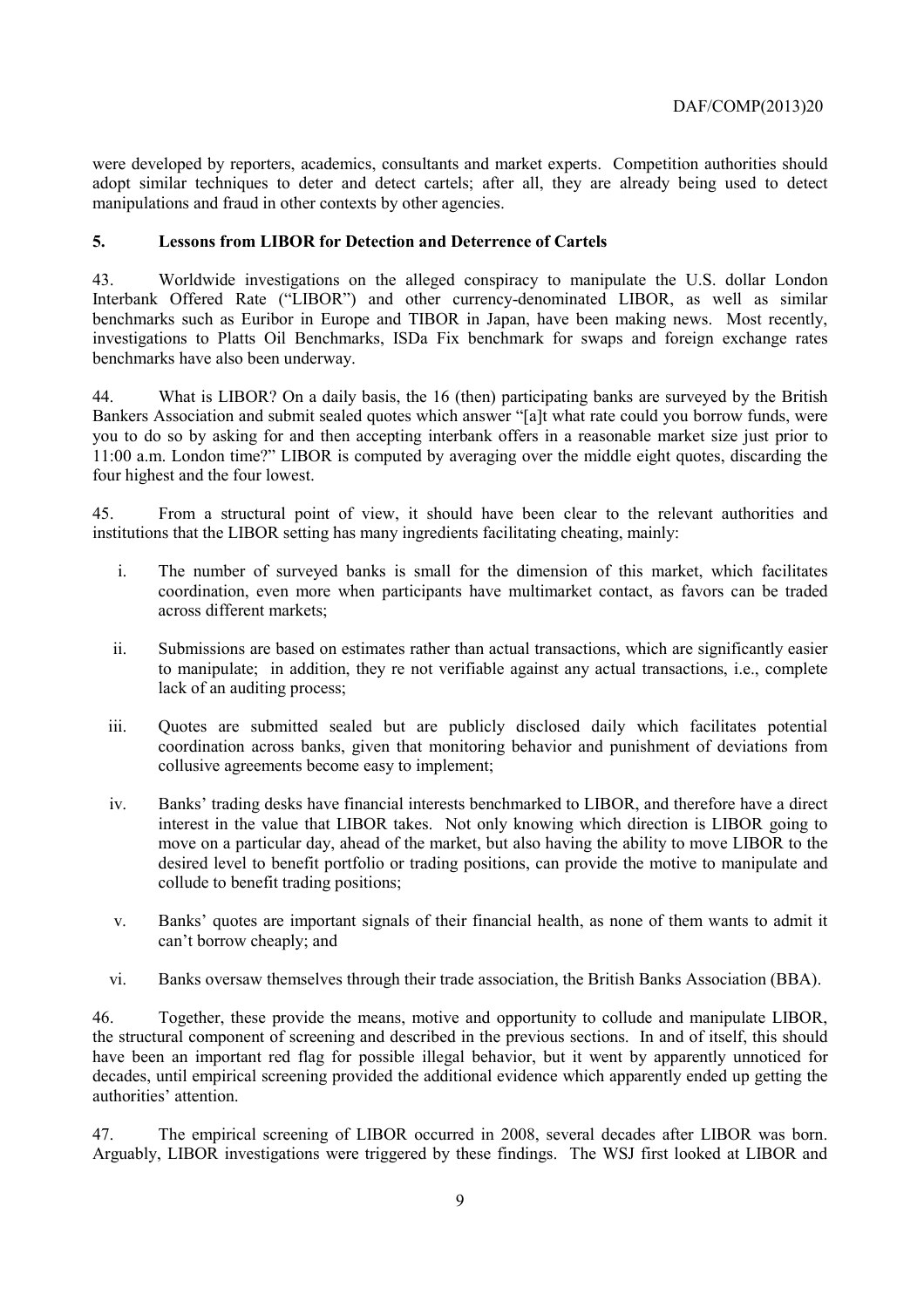were developed by reporters, academics, consultants and market experts. Competition authorities should adopt similar techniques to deter and detect cartels; after all, they are already being used to detect manipulations and fraud in other contexts by other agencies.

## 5. Lessons from LIBOR for Detection and Deterrence of Cartels

43. Worldwide investigations on the alleged conspiracy to manipulate the U.S. dollar London Interbank Offered Rate ("LIBOR") and other currency-denominated LIBOR, as well as similar benchmarks such as Euribor in Europe and TIBOR in Japan, have been making news. Most recently, investigations to Platts Oil Benchmarks, ISDa Fix benchmark for swaps and foreign exchange rates benchmarks have also been underway.

44. What is LIBOR? On a daily basis, the 16 (then) participating banks are surveyed by the British Bankers Association and submit sealed quotes which answer "[a]t what rate could you borrow funds, were you to do so by asking for and then accepting interbank offers in a reasonable market size just prior to 11:00 a.m. London time?" LIBOR is computed by averaging over the middle eight quotes, discarding the four highest and the four lowest.

45. From a structural point of view, it should have been clear to the relevant authorities and institutions that the LIBOR setting has many ingredients facilitating cheating, mainly:

i. The number of surveyed banks is small for the dimension of this market, which facilitates coordination, even more when participants have multimarket contact, as favors can be traded across different markets;

ii. Submissions are based on estimates rather than actual transactions, which are significantly easier to manipulate; in addition, they re not verifiable against any actual transactions, i.e., complete lack of an auditing process;

iii. Quotes are submitted sealed but are publicly disclosed daily which facilitates potential coordination across banks, given that monitoring behavior and punishment of deviations from collusive agreements become easy to implement;

iv. Banks' trading desks have financial interests benchmarked to LIBOR, and therefore have a direct interest in the value that LIBOR takes. Not only knowing which direction is LIBOR going to move on a particular day, ahead of the market, but also having the ability to move LIBOR to the desired level to benefit portfolio or trading positions, can provide the motive to manipulate and collude to benefit trading positions;

v. Banks' quotes are important signals of their financial health, as none of them wants to admit it can't borrow cheaply; and

vi. Banks oversaw themselves through their trade association, the British Banks Association (BBA).

46. Together, these provide the means, motive and opportunity to collude and manipulate LIBOR, the structural component of screening and described in the previous sections. In and of itself, this should have been an important red flag for possible illegal behavior, but it went by apparently unnoticed for decades, until empirical screening provided the additional evidence which apparently ended up getting the authorities' attention.

47. The empirical screening of LIBOR occurred in 2008, several decades after LIBOR was born. Arguably, LIBOR investigations were triggered by these findings. The WSJ first looked at LIBOR and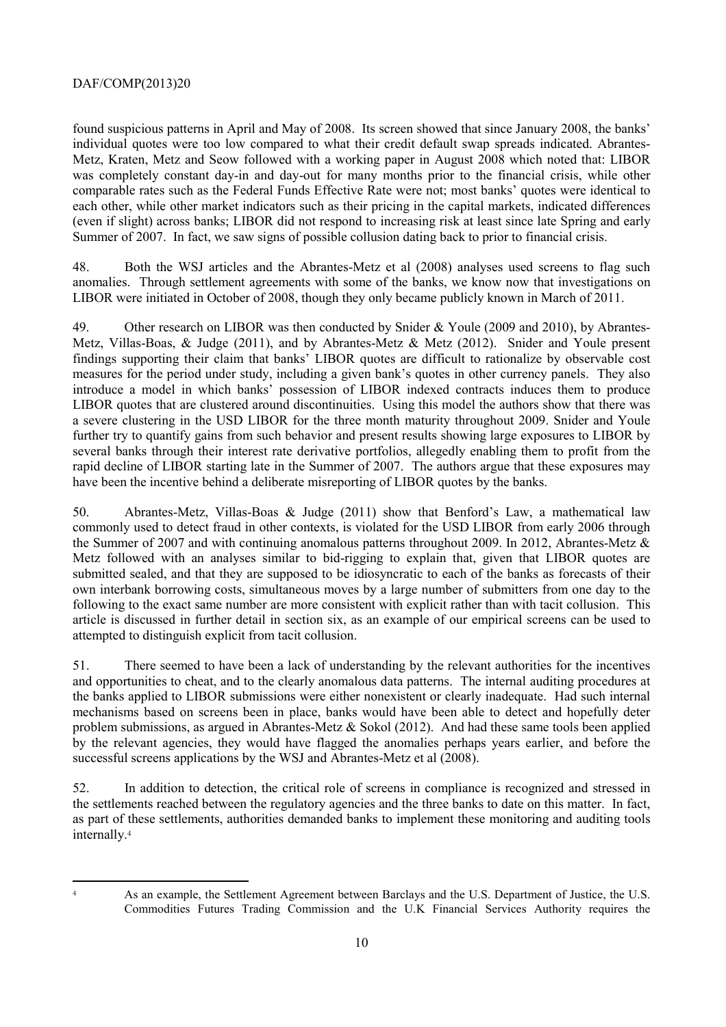found suspicious patterns in April and May of 2008. Its screen showed that since January 2008, the banks' individual quotes were too low compared to what their credit default swap spreads indicated. Abrantes-Metz, Kraten, Metz and Seow followed with a working paper in August 2008 which noted that: LIBOR was completely constant day-in and day-out for many months prior to the financial crisis, while other comparable rates such as the Federal Funds Effective Rate were not; most banks' quotes were identical to each other, while other market indicators such as their pricing in the capital markets, indicated differences (even if slight) across banks; LIBOR did not respond to increasing risk at least since late Spring and early Summer of 2007. In fact, we saw signs of possible collusion dating back to prior to financial crisis.

48. Both the WSJ articles and the Abrantes-Metz et al (2008) analyses used screens to flag such anomalies. Through settlement agreements with some of the banks, we know now that investigations on LIBOR were initiated in October of 2008, though they only became publicly known in March of 2011.

49. Other research on LIBOR was then conducted by Snider & Youle (2009 and 2010), by Abrantes-Metz, Villas-Boas, & Judge (2011), and by Abrantes-Metz & Metz (2012). Snider and Youle present findings supporting their claim that banks' LIBOR quotes are difficult to rationalize by observable cost measures for the period under study, including a given bank's quotes in other currency panels. They also introduce a model in which banks' possession of LIBOR indexed contracts induces them to produce LIBOR quotes that are clustered around discontinuities. Using this model the authors show that there was a severe clustering in the USD LIBOR for the three month maturity throughout 2009. Snider and Youle further try to quantify gains from such behavior and present results showing large exposures to LIBOR by several banks through their interest rate derivative portfolios, allegedly enabling them to profit from the rapid decline of LIBOR starting late in the Summer of 2007. The authors argue that these exposures may have been the incentive behind a deliberate misreporting of LIBOR quotes by the banks.

50. Abrantes-Metz, Villas-Boas & Judge (2011) show that Benford's Law, a mathematical law commonly used to detect fraud in other contexts, is violated for the USD LIBOR from early 2006 through the Summer of 2007 and with continuing anomalous patterns throughout 2009. In 2012, Abrantes-Metz & Metz followed with an analyses similar to bid-rigging to explain that, given that LIBOR quotes are submitted sealed, and that they are supposed to be idiosyncratic to each of the banks as forecasts of their own interbank borrowing costs, simultaneous moves by a large number of submitters from one day to the following to the exact same number are more consistent with explicit rather than with tacit collusion. This article is discussed in further detail in section six, as an example of our empirical screens can be used to attempted to distinguish explicit from tacit collusion.

51. There seemed to have been a lack of understanding by the relevant authorities for the incentives and opportunities to cheat, and to the clearly anomalous data patterns. The internal auditing procedures at the banks applied to LIBOR submissions were either nonexistent or clearly inadequate. Had such internal mechanisms based on screens been in place, banks would have been able to detect and hopefully deter problem submissions, as argued in Abrantes-Metz & Sokol (2012). And had these same tools been applied by the relevant agencies, they would have flagged the anomalies perhaps years earlier, and before the successful screens applications by the WSJ and Abrantes-Metz et al (2008).

52. In addition to detection, the critical role of screens in compliance is recognized and stressed in the settlements reached between the regulatory agencies and the three banks to date on this matter. In fact, as part of these settlements, authorities demanded banks to implement these monitoring and auditing tools internally.[4]

[4] As an example, the Settlement Agreement between Barclays and the U.S. Department of Justice, the U.S. Commodities Futures Trading Commission and the U.K Financial Services Authority requires the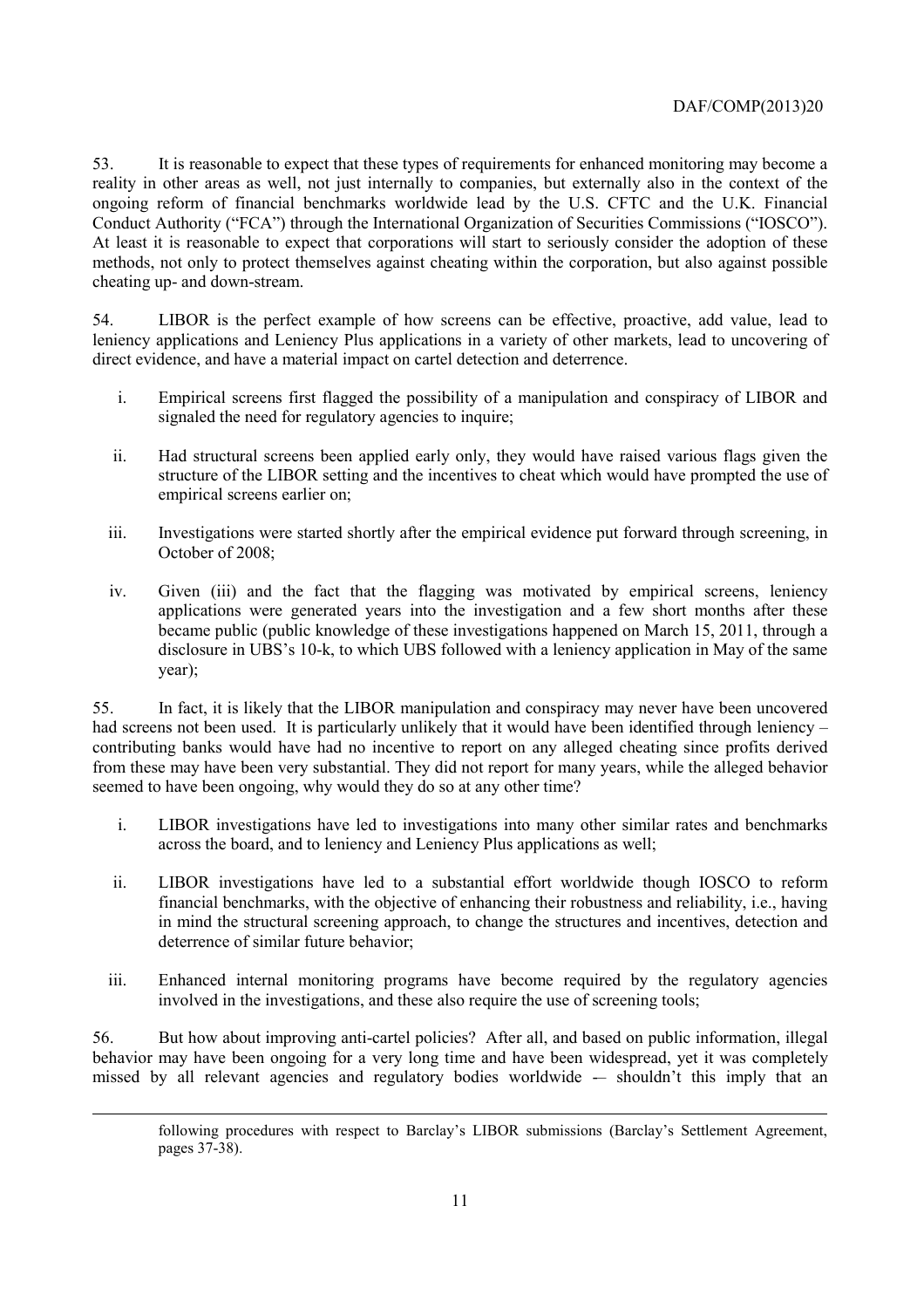53. It is reasonable to expect that these types of requirements for enhanced monitoring may become a reality in other areas as well, not just internally to companies, but externally also in the context of the ongoing reform of financial benchmarks worldwide lead by the U.S. CFTC and the U.K. Financial Conduct Authority ("FCA") through the International Organization of Securities Commissions ("IOSCO"). At least it is reasonable to expect that corporations will start to seriously consider the adoption of these methods, not only to protect themselves against cheating within the corporation, but also against possible cheating up- and down-stream.

54. LIBOR is the perfect example of how screens can be effective, proactive, add value, lead to leniency applications and Leniency Plus applications in a variety of other markets, lead to uncovering of direct evidence, and have a material impact on cartel detection and deterrence.

i. Empirical screens first flagged the possibility of a manipulation and conspiracy of LIBOR and signaled the need for regulatory agencies to inquire;

ii. Had structural screens been applied early only, they would have raised various flags given the structure of the LIBOR setting and the incentives to cheat which would have prompted the use of empirical screens earlier on;

iii. Investigations were started shortly after the empirical evidence put forward through screening, in October of 2008;

iv. Given (iii) and the fact that the flagging was motivated by empirical screens, leniency applications were generated years into the investigation and a few short months after these became public (public knowledge of these investigations happened on March 15, 2011, through a disclosure in UBS's 10-k, to which UBS followed with a leniency application in May of the same year);

55. In fact, it is likely that the LIBOR manipulation and conspiracy may never have been uncovered had screens not been used. It is particularly unlikely that it would have been identified through leniency – contributing banks would have had no incentive to report on any alleged cheating since profits derived from these may have been very substantial. They did not report for many years, while the alleged behavior seemed to have been ongoing, why would they do so at any other time?

i. LIBOR investigations have led to investigations into many other similar rates and benchmarks across the board, and to leniency and Leniency Plus applications as well;

ii. LIBOR investigations have led to a substantial effort worldwide though IOSCO to reform financial benchmarks, with the objective of enhancing their robustness and reliability, i.e., having in mind the structural screening approach, to change the structures and incentives, detection and deterrence of similar future behavior;

iii. Enhanced internal monitoring programs have become required by the regulatory agencies involved in the investigations, and these also require the use of screening tools;

56. But how about improving anti-cartel policies? After all, and based on public information, illegal behavior may have been ongoing for a very long time and have been widespread, yet it was completely missed by all relevant agencies and regulatory bodies worldwide -– shouldn't this imply that an

following procedures with respect to Barclay's LIBOR submissions (Barclay's Settlement Agreement, pages 37-38).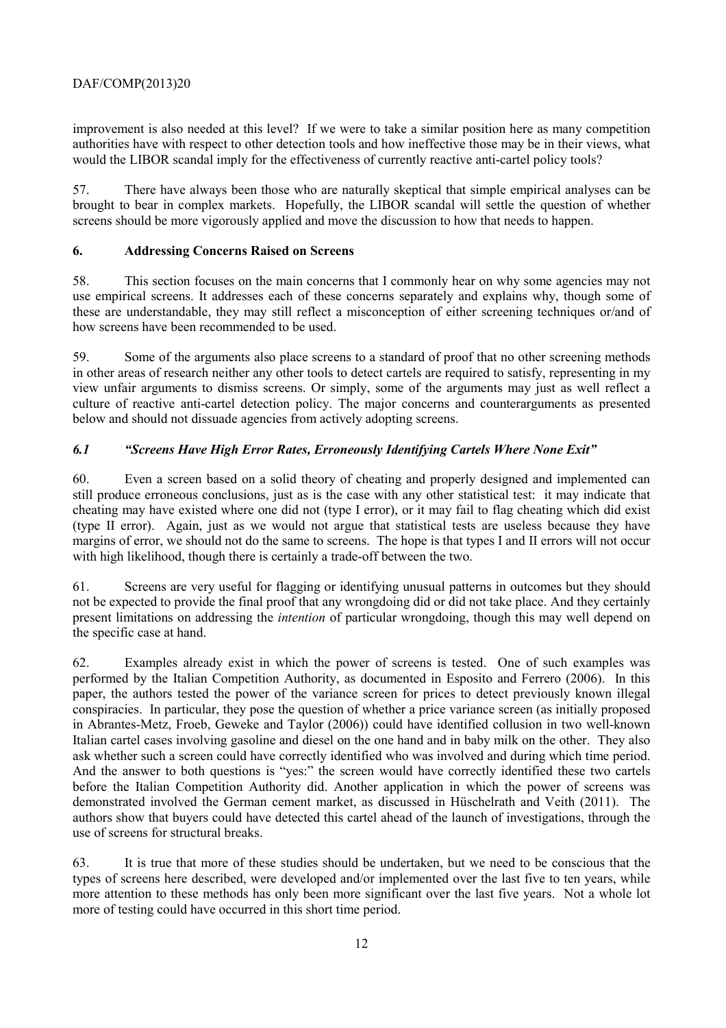improvement is also needed at this level? If we were to take a similar position here as many competition authorities have with respect to other detection tools and how ineffective those may be in their views, what would the LIBOR scandal imply for the effectiveness of currently reactive anti-cartel policy tools?

57. There have always been those who are naturally skeptical that simple empirical analyses can be brought to bear in complex markets. Hopefully, the LIBOR scandal will settle the question of whether screens should be more vigorously applied and move the discussion to how that needs to happen.

## 6. Addressing Concerns Raised on Screens

58. This section focuses on the main concerns that I commonly hear on why some agencies may not use empirical screens. It addresses each of these concerns separately and explains why, though some of these are understandable, they may still reflect a misconception of either screening techniques or/and of how screens have been recommended to be used.

59. Some of the arguments also place screens to a standard of proof that no other screening methods in other areas of research neither any other tools to detect cartels are required to satisfy, representing in my view unfair arguments to dismiss screens. Or simply, some of the arguments may just as well reflect a culture of reactive anti-cartel detection policy. The major concerns and counterarguments as presented below and should not dissuade agencies from actively adopting screens.

### *6.1 "Screens Have High Error Rates, Erroneously Identifying Cartels Where None Exit"*

60. Even a screen based on a solid theory of cheating and properly designed and implemented can still produce erroneous conclusions, just as is the case with any other statistical test: it may indicate that cheating may have existed where one did not (type I error), or it may fail to flag cheating which did exist (type II error). Again, just as we would not argue that statistical tests are useless because they have margins of error, we should not do the same to screens. The hope is that types I and II errors will not occur with high likelihood, though there is certainly a trade-off between the two.

61. Screens are very useful for flagging or identifying unusual patterns in outcomes but they should not be expected to provide the final proof that any wrongdoing did or did not take place. And they certainly present limitations on addressing the *intention* of particular wrongdoing, though this may well depend on the specific case at hand.

62. Examples already exist in which the power of screens is tested. One of such examples was performed by the Italian Competition Authority, as documented in Esposito and Ferrero (2006). In this paper, the authors tested the power of the variance screen for prices to detect previously known illegal conspiracies. In particular, they pose the question of whether a price variance screen (as initially proposed in Abrantes-Metz, Froeb, Geweke and Taylor (2006)) could have identified collusion in two well-known Italian cartel cases involving gasoline and diesel on the one hand and in baby milk on the other. They also ask whether such a screen could have correctly identified who was involved and during which time period. And the answer to both questions is "yes:" the screen would have correctly identified these two cartels before the Italian Competition Authority did. Another application in which the power of screens was demonstrated involved the German cement market, as discussed in Hüschelrath and Veith (2011). The authors show that buyers could have detected this cartel ahead of the launch of investigations, through the use of screens for structural breaks.

63. It is true that more of these studies should be undertaken, but we need to be conscious that the types of screens here described, were developed and/or implemented over the last five to ten years, while more attention to these methods has only been more significant over the last five years. Not a whole lot more of testing could have occurred in this short time period.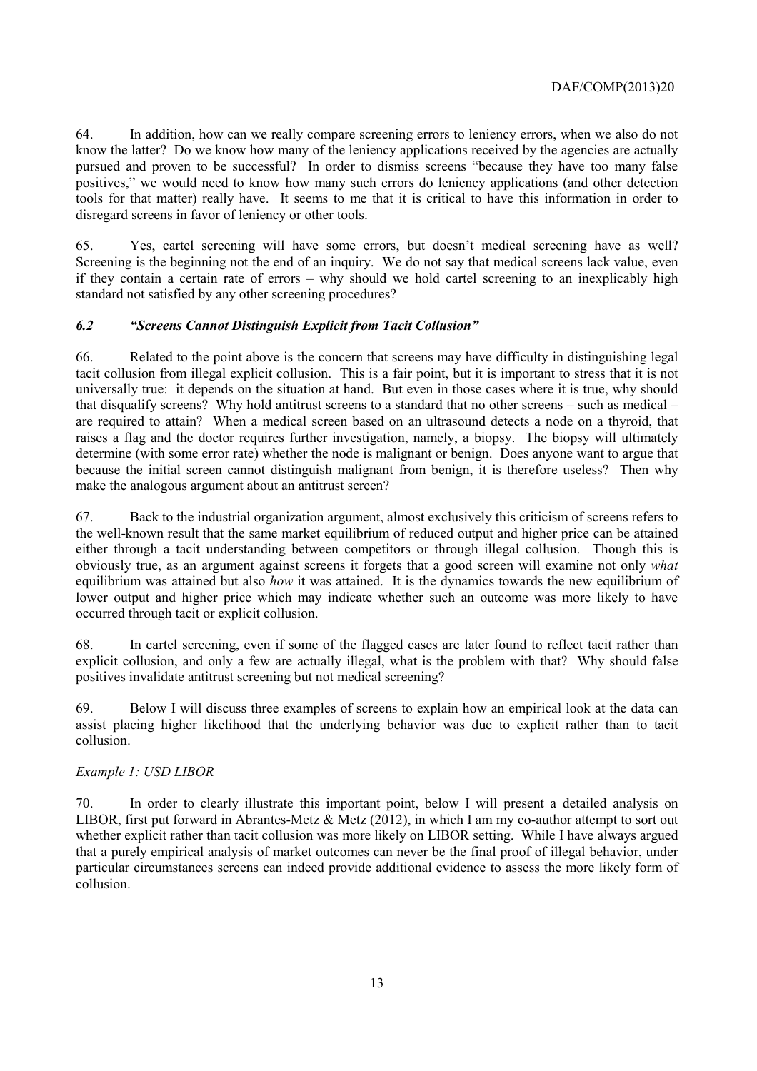64. In addition, how can we really compare screening errors to leniency errors, when we also do not know the latter? Do we know how many of the leniency applications received by the agencies are actually pursued and proven to be successful? In order to dismiss screens "because they have too many false positives," we would need to know how many such errors do leniency applications (and other detection tools for that matter) really have. It seems to me that it is critical to have this information in order to disregard screens in favor of leniency or other tools.

65. Yes, cartel screening will have some errors, but doesn't medical screening have as well? Screening is the beginning not the end of an inquiry. We do not say that medical screens lack value, even if they contain a certain rate of errors – why should we hold cartel screening to an inexplicably high standard not satisfied by any other screening procedures?

### *6.2 "Screens Cannot Distinguish Explicit from Tacit Collusion"*

66. Related to the point above is the concern that screens may have difficulty in distinguishing legal tacit collusion from illegal explicit collusion. This is a fair point, but it is important to stress that it is not universally true: it depends on the situation at hand. But even in those cases where it is true, why should that disqualify screens? Why hold antitrust screens to a standard that no other screens – such as medical – are required to attain? When a medical screen based on an ultrasound detects a node on a thyroid, that raises a flag and the doctor requires further investigation, namely, a biopsy. The biopsy will ultimately determine (with some error rate) whether the node is malignant or benign. Does anyone want to argue that because the initial screen cannot distinguish malignant from benign, it is therefore useless? Then why make the analogous argument about an antitrust screen?

67. Back to the industrial organization argument, almost exclusively this criticism of screens refers to the well-known result that the same market equilibrium of reduced output and higher price can be attained either through a tacit understanding between competitors or through illegal collusion. Though this is obviously true, as an argument against screens it forgets that a good screen will examine not only *what* equilibrium was attained but also *how* it was attained. It is the dynamics towards the new equilibrium of lower output and higher price which may indicate whether such an outcome was more likely to have occurred through tacit or explicit collusion.

68. In cartel screening, even if some of the flagged cases are later found to reflect tacit rather than explicit collusion, and only a few are actually illegal, what is the problem with that? Why should false positives invalidate antitrust screening but not medical screening?

69. Below I will discuss three examples of screens to explain how an empirical look at the data can assist placing higher likelihood that the underlying behavior was due to explicit rather than to tacit collusion.

*Example 1: USD LIBOR*

70. In order to clearly illustrate this important point, below I will present a detailed analysis on LIBOR, first put forward in Abrantes-Metz & Metz (2012), in which I am my co-author attempt to sort out whether explicit rather than tacit collusion was more likely on LIBOR setting. While I have always argued that a purely empirical analysis of market outcomes can never be the final proof of illegal behavior, under particular circumstances screens can indeed provide additional evidence to assess the more likely form of collusion.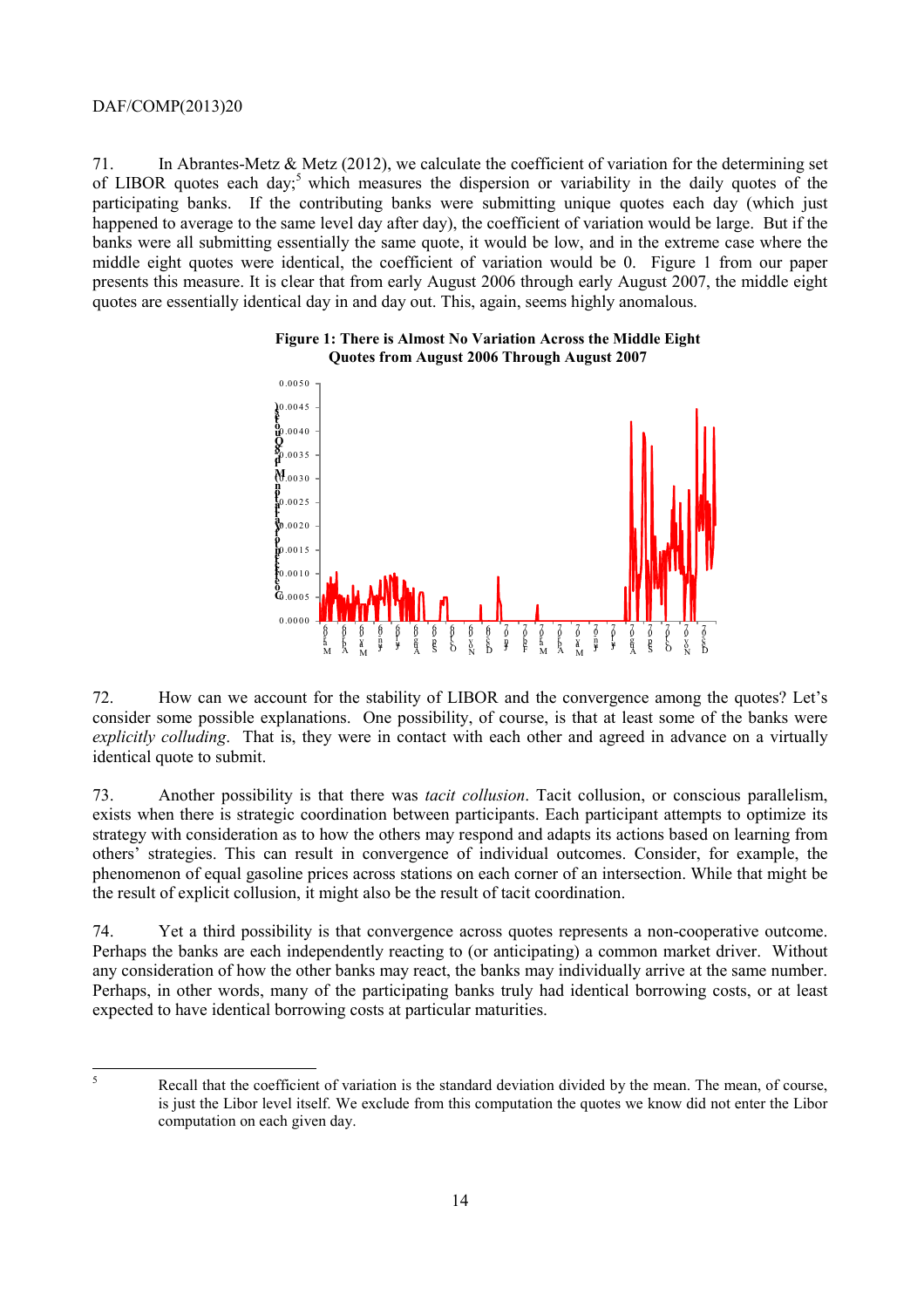71. In Abrantes-Metz & Metz (2012), we calculate the coefficient of variation for the determining set of LIBOR quotes each day;[5] which measures the dispersion or variability in the daily quotes of the participating banks. If the contributing banks were submitting unique quotes each day (which just happened to average to the same level day after day), the coefficient of variation would be large. But if the banks were all submitting essentially the same quote, it would be low, and in the extreme case where the middle eight quotes were identical, the coefficient of variation would be 0. Figure 1 from our paper presents this measure. It is clear that from early August 2006 through early August 2007, the middle eight quotes are essentially identical day in and day out. This, again, seems highly anomalous.

**Figure 1: There is Almost No Variation Across the Middle Eight Quotes from August 2006 Through August 2007**

72. How can we account for the stability of LIBOR and the convergence among the quotes? Let's consider some possible explanations. One possibility, of course, is that at least some of the banks were *explicitly colluding*. That is, they were in contact with each other and agreed in advance on a virtually identical quote to submit.

73. Another possibility is that there was *tacit collusion*. Tacit collusion, or conscious parallelism, exists when there is strategic coordination between participants. Each participant attempts to optimize its strategy with consideration as to how the others may respond and adapts its actions based on learning from others' strategies. This can result in convergence of individual outcomes. Consider, for example, the phenomenon of equal gasoline prices across stations on each corner of an intersection. While that might be the result of explicit collusion, it might also be the result of tacit coordination.

74. Yet a third possibility is that convergence across quotes represents a non-cooperative outcome. Perhaps the banks are each independently reacting to (or anticipating) a common market driver. Without any consideration of how the other banks may react, the banks may individually arrive at the same number. Perhaps, in other words, many of the participating banks truly had identical borrowing costs, or at least expected to have identical borrowing costs at particular maturities.

---

[5] Recall that the coefficient of variation is the standard deviation divided by the mean. The mean, of course, is just the Libor level itself. We exclude from this computation the quotes we know did not enter the Libor computation on each given day.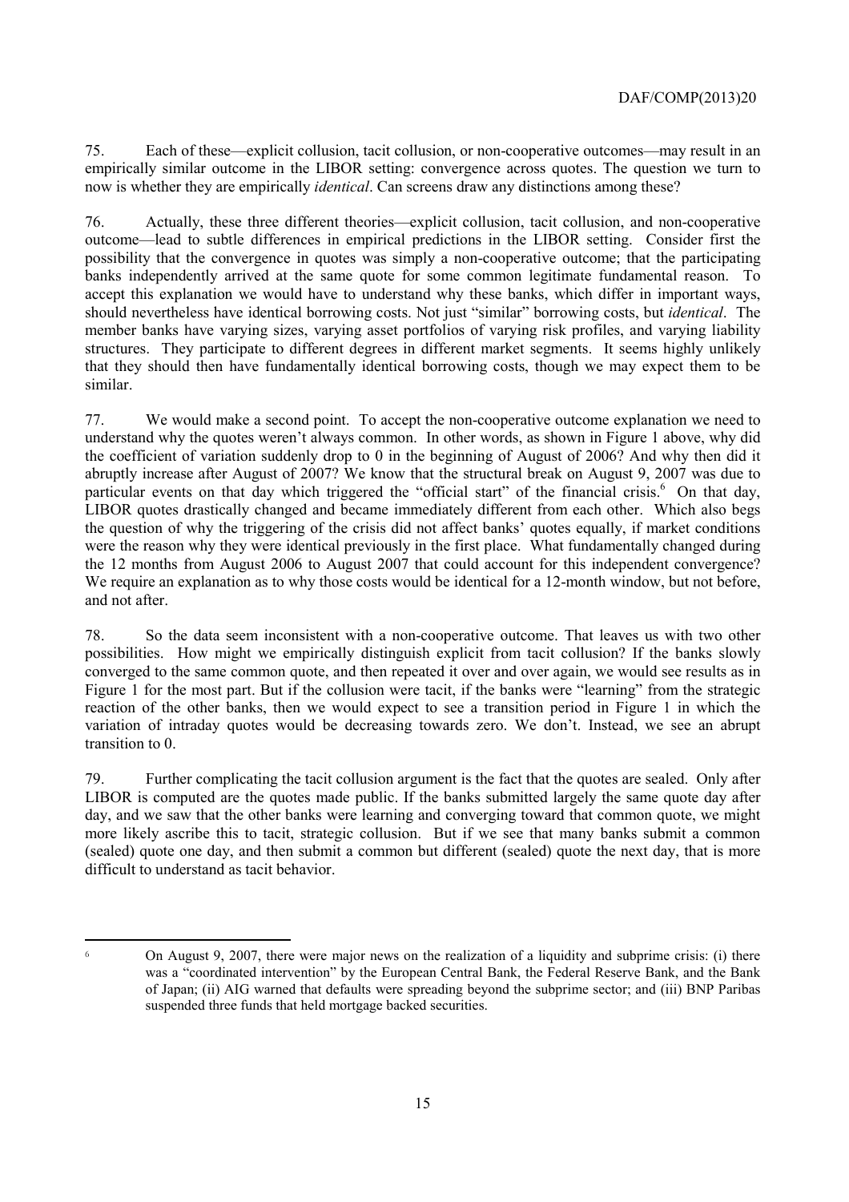75. Each of these—explicit collusion, tacit collusion, or non-cooperative outcomes—may result in an empirically similar outcome in the LIBOR setting: convergence across quotes. The question we turn to now is whether they are empirically *identical*. Can screens draw any distinctions among these?

76. Actually, these three different theories—explicit collusion, tacit collusion, and non-cooperative outcome—lead to subtle differences in empirical predictions in the LIBOR setting. Consider first the possibility that the convergence in quotes was simply a non-cooperative outcome; that the participating banks independently arrived at the same quote for some common legitimate fundamental reason. To accept this explanation we would have to understand why these banks, which differ in important ways, should nevertheless have identical borrowing costs. Not just "similar" borrowing costs, but *identical*. The member banks have varying sizes, varying asset portfolios of varying risk profiles, and varying liability structures. They participate to different degrees in different market segments. It seems highly unlikely that they should then have fundamentally identical borrowing costs, though we may expect them to be similar.

77. We would make a second point. To accept the non-cooperative outcome explanation we need to understand why the quotes weren't always common. In other words, as shown in Figure 1 above, why did the coefficient of variation suddenly drop to 0 in the beginning of August of 2006? And why then did it abruptly increase after August of 2007? We know that the structural break on August 9, 2007 was due to particular events on that day which triggered the "official start" of the financial crisis.[6] On that day, LIBOR quotes drastically changed and became immediately different from each other. Which also begs the question of why the triggering of the crisis did not affect banks' quotes equally, if market conditions were the reason why they were identical previously in the first place. What fundamentally changed during the 12 months from August 2006 to August 2007 that could account for this independent convergence? We require an explanation as to why those costs would be identical for a 12-month window, but not before, and not after.

78. So the data seem inconsistent with a non-cooperative outcome. That leaves us with two other possibilities. How might we empirically distinguish explicit from tacit collusion? If the banks slowly converged to the same common quote, and then repeated it over and over again, we would see results as in Figure 1 for the most part. But if the collusion were tacit, if the banks were "learning" from the strategic reaction of the other banks, then we would expect to see a transition period in Figure 1 in which the variation of intraday quotes would be decreasing towards zero. We don't. Instead, we see an abrupt transition to 0.

79. Further complicating the tacit collusion argument is the fact that the quotes are sealed. Only after LIBOR is computed are the quotes made public. If the banks submitted largely the same quote day after day, and we saw that the other banks were learning and converging toward that common quote, we might more likely ascribe this to tacit, strategic collusion. But if we see that many banks submit a common (sealed) quote one day, and then submit a common but different (sealed) quote the next day, that is more difficult to understand as tacit behavior.

---

[6] On August 9, 2007, there were major news on the realization of a liquidity and subprime crisis: (i) there was a "coordinated intervention" by the European Central Bank, the Federal Reserve Bank, and the Bank of Japan; (ii) AIG warned that defaults were spreading beyond the subprime sector; and (iii) BNP Paribas suspended three funds that held mortgage backed securities.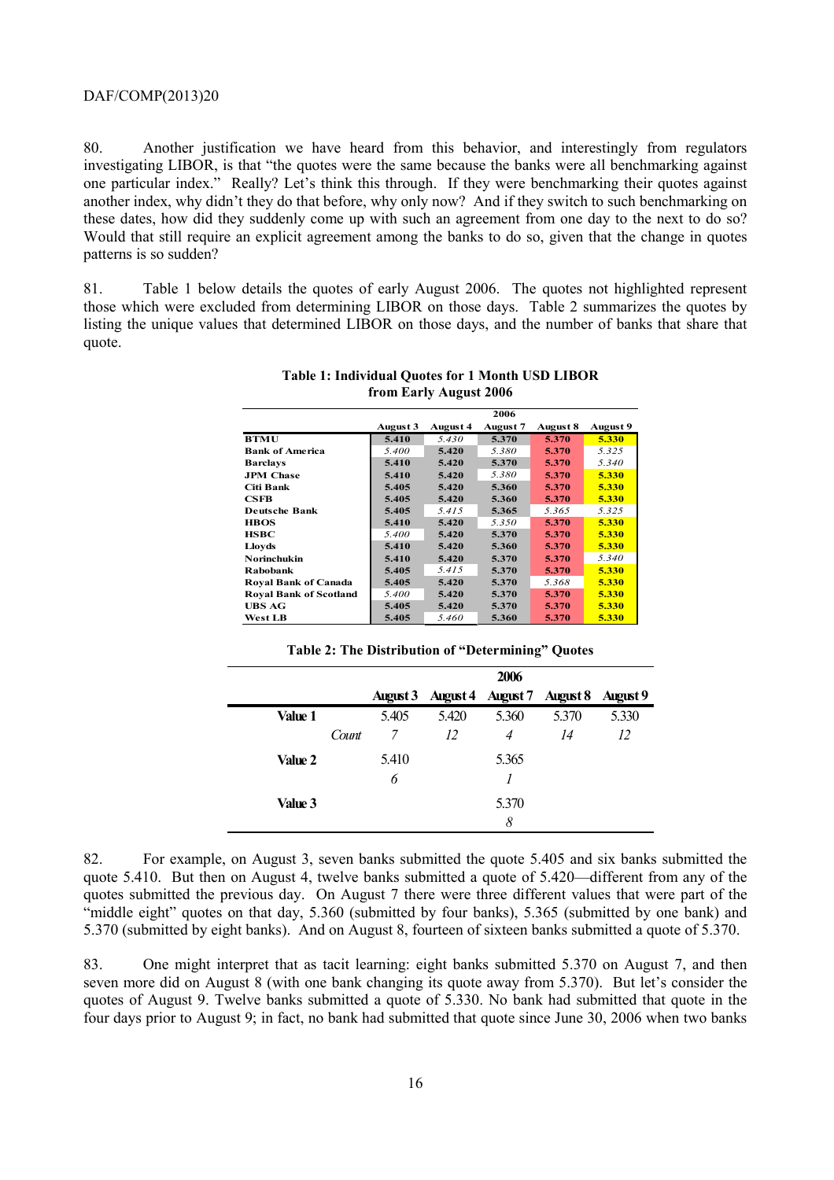80. Another justification we have heard from this behavior, and interestingly from regulators investigating LIBOR, is that "the quotes were the same because the banks were all benchmarking against one particular index." Really? Let's think this through. If they were benchmarking their quotes against another index, why didn't they do that before, why only now? And if they switch to such benchmarking on these dates, how did they suddenly come up with such an agreement from one day to the next to do so? Would that still require an explicit agreement among the banks to do so, given that the change in quotes patterns is so sudden?

81. Table 1 below details the quotes of early August 2006. The quotes not highlighted represent those which were excluded from determining LIBOR on those days. Table 2 summarizes the quotes by listing the unique values that determined LIBOR on those days, and the number of banks that share that quote.

**Table 1: Individual Quotes for 1 Month USD LIBOR from Early August 2006**

| | 2006 | | | | |
|---|---|---|---|---|---|
| | **August 3** | **August 4** | **August 7** | **August 8** | **August 9** |
| **BTMU** | **5.410** | *5.430* | **5.370** | **5.370** | **5.330** |
| **Bank of America** | *5.400* | **5.420** | *5.380* | **5.370** | *5.325* |
| **Barclays** | **5.410** | **5.420** | **5.370** | **5.370** | *5.340* |
| **JPM Chase** | **5.410** | **5.420** | *5.380* | **5.370** | **5.330** |
| **Citi Bank** | **5.405** | **5.420** | **5.360** | **5.370** | **5.330** |
| **CSFB** | **5.405** | **5.420** | **5.360** | **5.370** | **5.330** |
| **Deutsche Bank** | **5.405** | *5.415* | **5.365** | *5.365* | *5.325* |
| **HBOS** | **5.410** | **5.420** | *5.350* | **5.370** | **5.330** |
| **HSBC** | *5.400* | **5.420** | **5.370** | **5.370** | **5.330** |
| **Lloyds** | **5.410** | **5.420** | **5.360** | **5.370** | **5.330** |
| **Norinchukin** | **5.410** | **5.420** | **5.370** | **5.370** | *5.340* |
| **Rabobank** | **5.405** | *5.415* | **5.370** | **5.370** | **5.330** |
| **Royal Bank of Canada** | **5.405** | **5.420** | **5.370** | *5.368* | **5.330** |
| **Royal Bank of Scotland** | *5.400* | **5.420** | **5.370** | **5.370** | **5.330** |
| **UBS AG** | **5.405** | **5.420** | **5.370** | **5.370** | **5.330** |
| **West LB** | **5.405** | *5.460* | **5.360** | **5.370** | **5.330** |

**Table 2: The Distribution of "Determining" Quotes**

| | | 2006 | | | | |
|---|---|---|---|---|---|---|
| | | **August 3** | **August 4** | **August 7** | **August 8** | **August 9** |
| **Value 1** | | 5.405 | 5.420 | 5.360 | 5.370 | 5.330 |
| | *Count* | *7* | *12* | *4* | *14* | *12* |
| **Value 2** | | 5.410 | | 5.365 | | |
| | | *6* | | *1* | | |
| **Value 3** | | | | 5.370 | | |
| | | | | *8* | | |

82. For example, on August 3, seven banks submitted the quote 5.405 and six banks submitted the quote 5.410. But then on August 4, twelve banks submitted a quote of 5.420—different from any of the quotes submitted the previous day. On August 7 there were three different values that were part of the "middle eight" quotes on that day, 5.360 (submitted by four banks), 5.365 (submitted by one bank) and 5.370 (submitted by eight banks). And on August 8, fourteen of sixteen banks submitted a quote of 5.370.

83. One might interpret that as tacit learning: eight banks submitted 5.370 on August 7, and then seven more did on August 8 (with one bank changing its quote away from 5.370). But let's consider the quotes of August 9. Twelve banks submitted a quote of 5.330. No bank had submitted that quote in the four days prior to August 9; in fact, no bank had submitted that quote since June 30, 2006 when two banks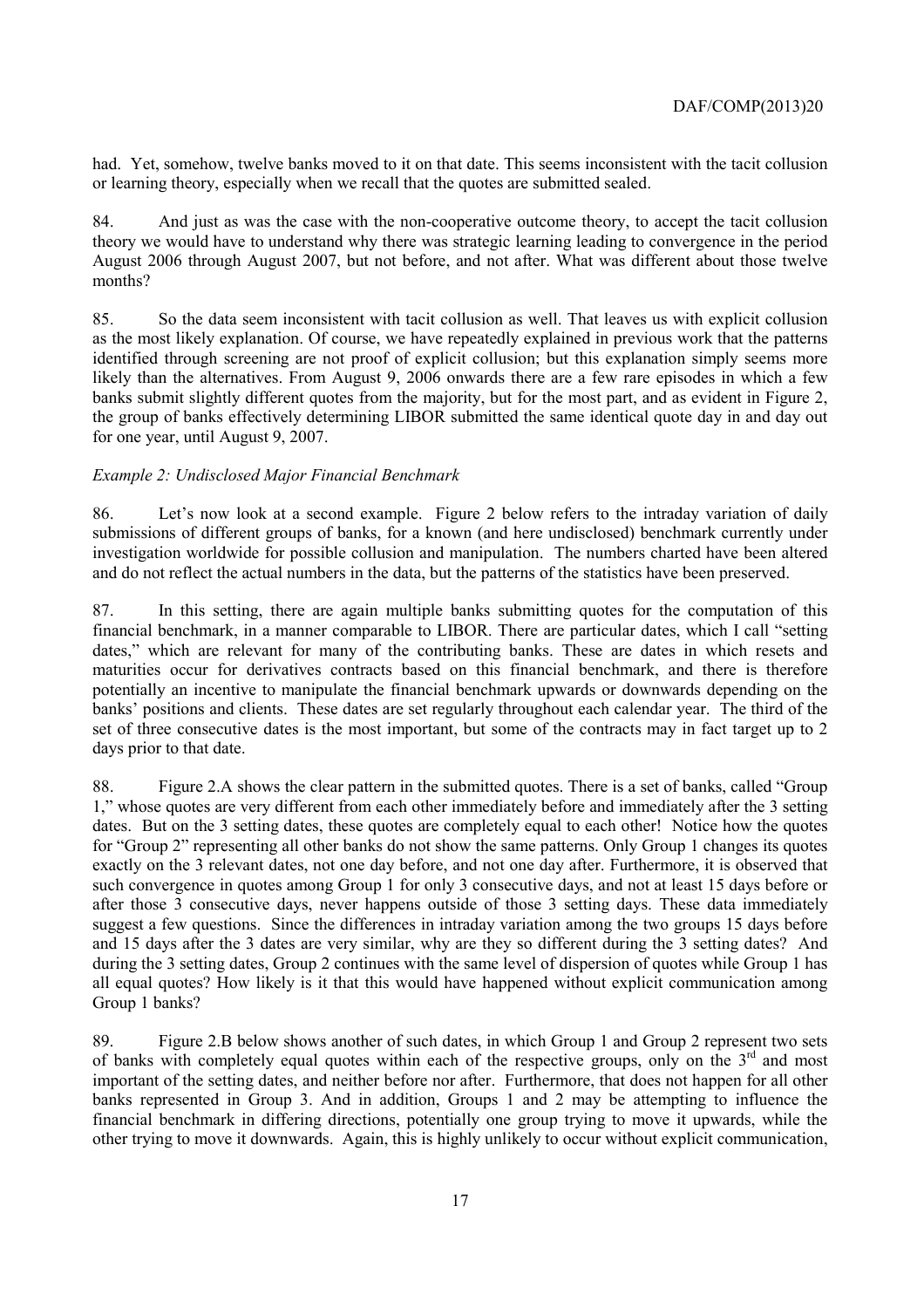had. Yet, somehow, twelve banks moved to it on that date. This seems inconsistent with the tacit collusion or learning theory, especially when we recall that the quotes are submitted sealed.

84. And just as was the case with the non-cooperative outcome theory, to accept the tacit collusion theory we would have to understand why there was strategic learning leading to convergence in the period August 2006 through August 2007, but not before, and not after. What was different about those twelve months?

85. So the data seem inconsistent with tacit collusion as well. That leaves us with explicit collusion as the most likely explanation. Of course, we have repeatedly explained in previous work that the patterns identified through screening are not proof of explicit collusion; but this explanation simply seems more likely than the alternatives. From August 9, 2006 onwards there are a few rare episodes in which a few banks submit slightly different quotes from the majority, but for the most part, and as evident in Figure 2, the group of banks effectively determining LIBOR submitted the same identical quote day in and day out for one year, until August 9, 2007.

*Example 2: Undisclosed Major Financial Benchmark*

86. Let's now look at a second example. Figure 2 below refers to the intraday variation of daily submissions of different groups of banks, for a known (and here undisclosed) benchmark currently under investigation worldwide for possible collusion and manipulation. The numbers charted have been altered and do not reflect the actual numbers in the data, but the patterns of the statistics have been preserved.

87. In this setting, there are again multiple banks submitting quotes for the computation of this financial benchmark, in a manner comparable to LIBOR. There are particular dates, which I call "setting dates," which are relevant for many of the contributing banks. These are dates in which resets and maturities occur for derivatives contracts based on this financial benchmark, and there is therefore potentially an incentive to manipulate the financial benchmark upwards or downwards depending on the banks' positions and clients. These dates are set regularly throughout each calendar year. The third of the set of three consecutive dates is the most important, but some of the contracts may in fact target up to 2 days prior to that date.

88. Figure 2.A shows the clear pattern in the submitted quotes. There is a set of banks, called "Group 1," whose quotes are very different from each other immediately before and immediately after the 3 setting dates. But on the 3 setting dates, these quotes are completely equal to each other! Notice how the quotes for "Group 2" representing all other banks do not show the same patterns. Only Group 1 changes its quotes exactly on the 3 relevant dates, not one day before, and not one day after. Furthermore, it is observed that such convergence in quotes among Group 1 for only 3 consecutive days, and not at least 15 days before or after those 3 consecutive days, never happens outside of those 3 setting days. These data immediately suggest a few questions. Since the differences in intraday variation among the two groups 15 days before and 15 days after the 3 dates are very similar, why are they so different during the 3 setting dates? And during the 3 setting dates, Group 2 continues with the same level of dispersion of quotes while Group 1 has all equal quotes? How likely is it that this would have happened without explicit communication among Group 1 banks?

89. Figure 2.B below shows another of such dates, in which Group 1 and Group 2 represent two sets of banks with completely equal quotes within each of the respective groups, only on the 3rd and most important of the setting dates, and neither before nor after. Furthermore, that does not happen for all other banks represented in Group 3. And in addition, Groups 1 and 2 may be attempting to influence the financial benchmark in differing directions, potentially one group trying to move it upwards, while the other trying to move it downwards. Again, this is highly unlikely to occur without explicit communication,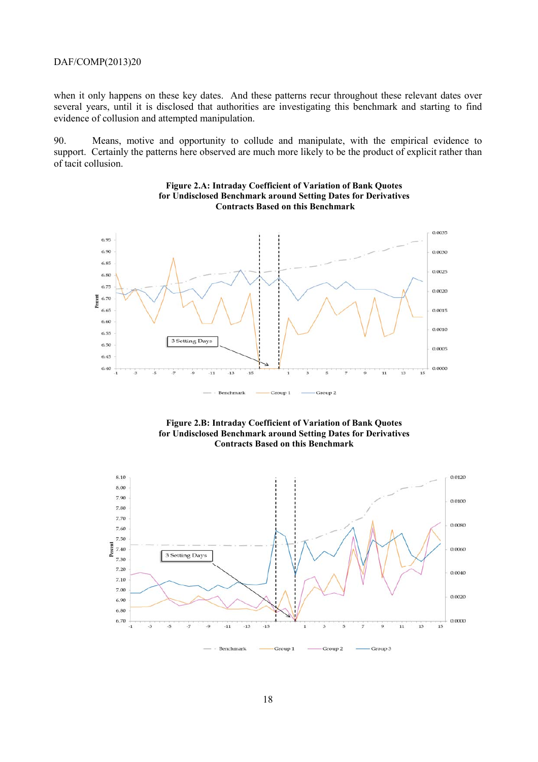when it only happens on these key dates. And these patterns recur throughout these relevant dates over several years, until it is disclosed that authorities are investigating this benchmark and starting to find evidence of collusion and attempted manipulation.

90. Means, motive and opportunity to collude and manipulate, with the empirical evidence to support. Certainly the patterns here observed are much more likely to be the product of explicit rather than of tacit collusion.

**Figure 2.A: Intraday Coefficient of Variation of Bank Quotes for Undisclosed Benchmark around Setting Dates for Derivatives Contracts Based on this Benchmark**

**Figure 2.B: Intraday Coefficient of Variation of Bank Quotes for Undisclosed Benchmark around Setting Dates for Derivatives Contracts Based on this Benchmark**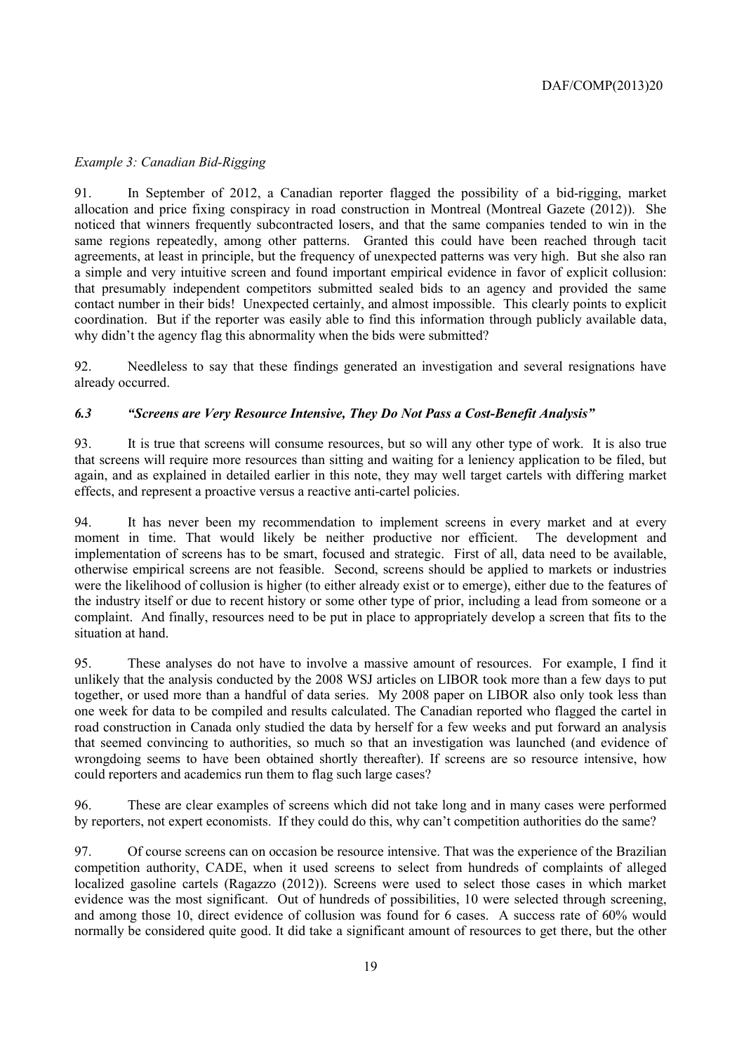*Example 3: Canadian Bid-Rigging*

91. In September of 2012, a Canadian reporter flagged the possibility of a bid-rigging, market allocation and price fixing conspiracy in road construction in Montreal (Montreal Gazete (2012)). She noticed that winners frequently subcontracted losers, and that the same companies tended to win in the same regions repeatedly, among other patterns. Granted this could have been reached through tacit agreements, at least in principle, but the frequency of unexpected patterns was very high. But she also ran a simple and very intuitive screen and found important empirical evidence in favor of explicit collusion: that presumably independent competitors submitted sealed bids to an agency and provided the same contact number in their bids! Unexpected certainly, and almost impossible. This clearly points to explicit coordination. But if the reporter was easily able to find this information through publicly available data, why didn't the agency flag this abnormality when the bids were submitted?

92. Needleless to say that these findings generated an investigation and several resignations have already occurred.

### *6.3 "Screens are Very Resource Intensive, They Do Not Pass a Cost-Benefit Analysis"*

93. It is true that screens will consume resources, but so will any other type of work. It is also true that screens will require more resources than sitting and waiting for a leniency application to be filed, but again, and as explained in detailed earlier in this note, they may well target cartels with differing market effects, and represent a proactive versus a reactive anti-cartel policies.

94. It has never been my recommendation to implement screens in every market and at every moment in time. That would likely be neither productive nor efficient. The development and implementation of screens has to be smart, focused and strategic. First of all, data need to be available, otherwise empirical screens are not feasible. Second, screens should be applied to markets or industries were the likelihood of collusion is higher (to either already exist or to emerge), either due to the features of the industry itself or due to recent history or some other type of prior, including a lead from someone or a complaint. And finally, resources need to be put in place to appropriately develop a screen that fits to the situation at hand.

95. These analyses do not have to involve a massive amount of resources. For example, I find it unlikely that the analysis conducted by the 2008 WSJ articles on LIBOR took more than a few days to put together, or used more than a handful of data series. My 2008 paper on LIBOR also only took less than one week for data to be compiled and results calculated. The Canadian reported who flagged the cartel in road construction in Canada only studied the data by herself for a few weeks and put forward an analysis that seemed convincing to authorities, so much so that an investigation was launched (and evidence of wrongdoing seems to have been obtained shortly thereafter). If screens are so resource intensive, how could reporters and academics run them to flag such large cases?

96. These are clear examples of screens which did not take long and in many cases were performed by reporters, not expert economists. If they could do this, why can't competition authorities do the same?

97. Of course screens can on occasion be resource intensive. That was the experience of the Brazilian competition authority, CADE, when it used screens to select from hundreds of complaints of alleged localized gasoline cartels (Ragazzo (2012)). Screens were used to select those cases in which market evidence was the most significant. Out of hundreds of possibilities, 10 were selected through screening, and among those 10, direct evidence of collusion was found for 6 cases. A success rate of 60% would normally be considered quite good. It did take a significant amount of resources to get there, but the other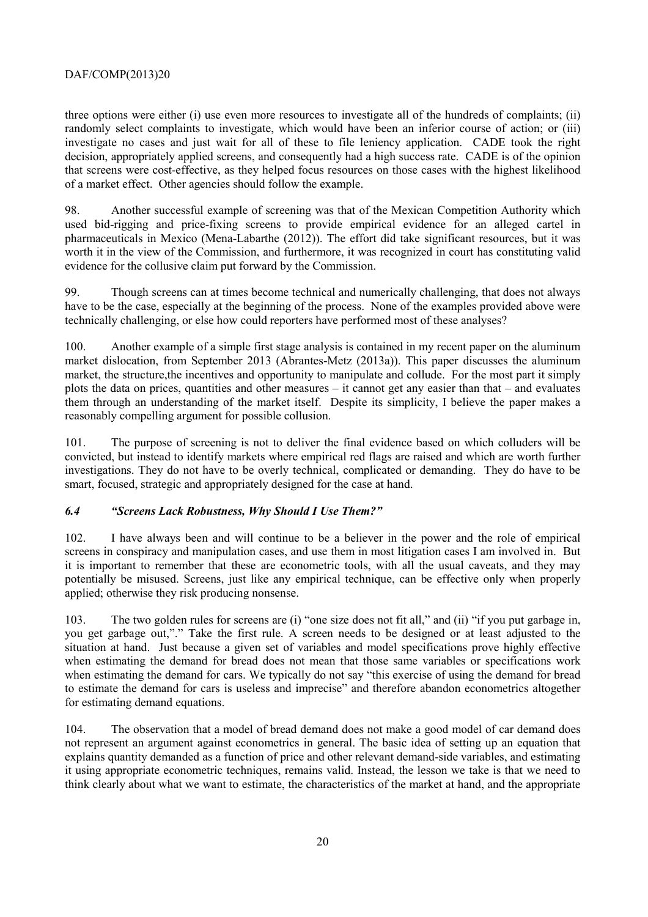three options were either (i) use even more resources to investigate all of the hundreds of complaints; (ii) randomly select complaints to investigate, which would have been an inferior course of action; or (iii) investigate no cases and just wait for all of these to file leniency application. CADE took the right decision, appropriately applied screens, and consequently had a high success rate. CADE is of the opinion that screens were cost-effective, as they helped focus resources on those cases with the highest likelihood of a market effect. Other agencies should follow the example.

98. Another successful example of screening was that of the Mexican Competition Authority which used bid-rigging and price-fixing screens to provide empirical evidence for an alleged cartel in pharmaceuticals in Mexico (Mena-Labarthe (2012)). The effort did take significant resources, but it was worth it in the view of the Commission, and furthermore, it was recognized in court has constituting valid evidence for the collusive claim put forward by the Commission.

99. Though screens can at times become technical and numerically challenging, that does not always have to be the case, especially at the beginning of the process. None of the examples provided above were technically challenging, or else how could reporters have performed most of these analyses?

100. Another example of a simple first stage analysis is contained in my recent paper on the aluminum market dislocation, from September 2013 (Abrantes-Metz (2013a)). This paper discusses the aluminum market, the structure,the incentives and opportunity to manipulate and collude. For the most part it simply plots the data on prices, quantities and other measures – it cannot get any easier than that – and evaluates them through an understanding of the market itself. Despite its simplicity, I believe the paper makes a reasonably compelling argument for possible collusion.

101. The purpose of screening is not to deliver the final evidence based on which colluders will be convicted, but instead to identify markets where empirical red flags are raised and which are worth further investigations. They do not have to be overly technical, complicated or demanding. They do have to be smart, focused, strategic and appropriately designed for the case at hand.

### *6.4 "Screens Lack Robustness, Why Should I Use Them?"*

102. I have always been and will continue to be a believer in the power and the role of empirical screens in conspiracy and manipulation cases, and use them in most litigation cases I am involved in. But it is important to remember that these are econometric tools, with all the usual caveats, and they may potentially be misused. Screens, just like any empirical technique, can be effective only when properly applied; otherwise they risk producing nonsense.

103. The two golden rules for screens are (i) "one size does not fit all," and (ii) "if you put garbage in, you get garbage out,"." Take the first rule. A screen needs to be designed or at least adjusted to the situation at hand. Just because a given set of variables and model specifications prove highly effective when estimating the demand for bread does not mean that those same variables or specifications work when estimating the demand for cars. We typically do not say "this exercise of using the demand for bread to estimate the demand for cars is useless and imprecise" and therefore abandon econometrics altogether for estimating demand equations.

104. The observation that a model of bread demand does not make a good model of car demand does not represent an argument against econometrics in general. The basic idea of setting up an equation that explains quantity demanded as a function of price and other relevant demand-side variables, and estimating it using appropriate econometric techniques, remains valid. Instead, the lesson we take is that we need to think clearly about what we want to estimate, the characteristics of the market at hand, and the appropriate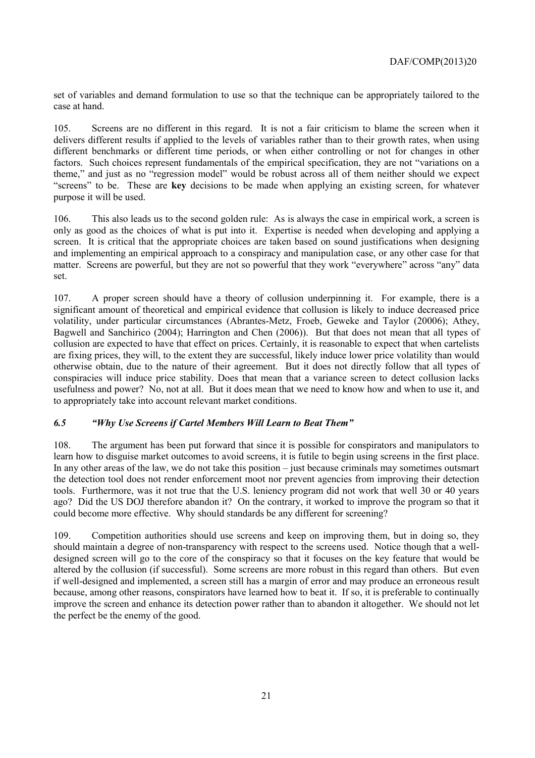set of variables and demand formulation to use so that the technique can be appropriately tailored to the case at hand.

105. Screens are no different in this regard. It is not a fair criticism to blame the screen when it delivers different results if applied to the levels of variables rather than to their growth rates, when using different benchmarks or different time periods, or when either controlling or not for changes in other factors. Such choices represent fundamentals of the empirical specification, they are not "variations on a theme," and just as no "regression model" would be robust across all of them neither should we expect "screens" to be. These are **key** decisions to be made when applying an existing screen, for whatever purpose it will be used.

106. This also leads us to the second golden rule: As is always the case in empirical work, a screen is only as good as the choices of what is put into it. Expertise is needed when developing and applying a screen. It is critical that the appropriate choices are taken based on sound justifications when designing and implementing an empirical approach to a conspiracy and manipulation case, or any other case for that matter. Screens are powerful, but they are not so powerful that they work "everywhere" across "any" data set.

107. A proper screen should have a theory of collusion underpinning it. For example, there is a significant amount of theoretical and empirical evidence that collusion is likely to induce decreased price volatility, under particular circumstances (Abrantes-Metz, Froeb, Geweke and Taylor (20006); Athey, Bagwell and Sanchirico (2004); Harrington and Chen (2006)). But that does not mean that all types of collusion are expected to have that effect on prices. Certainly, it is reasonable to expect that when cartelists are fixing prices, they will, to the extent they are successful, likely induce lower price volatility than would otherwise obtain, due to the nature of their agreement. But it does not directly follow that all types of conspiracies will induce price stability. Does that mean that a variance screen to detect collusion lacks usefulness and power? No, not at all. But it does mean that we need to know how and when to use it, and to appropriately take into account relevant market conditions.

### *6.5 "Why Use Screens if Cartel Members Will Learn to Beat Them"*

108. The argument has been put forward that since it is possible for conspirators and manipulators to learn how to disguise market outcomes to avoid screens, it is futile to begin using screens in the first place. In any other areas of the law, we do not take this position – just because criminals may sometimes outsmart the detection tool does not render enforcement moot nor prevent agencies from improving their detection tools. Furthermore, was it not true that the U.S. leniency program did not work that well 30 or 40 years ago? Did the US DOJ therefore abandon it? On the contrary, it worked to improve the program so that it could become more effective. Why should standards be any different for screening?

109. Competition authorities should use screens and keep on improving them, but in doing so, they should maintain a degree of non-transparency with respect to the screens used. Notice though that a well-designed screen will go to the core of the conspiracy so that it focuses on the key feature that would be altered by the collusion (if successful). Some screens are more robust in this regard than others. But even if well-designed and implemented, a screen still has a margin of error and may produce an erroneous result because, among other reasons, conspirators have learned how to beat it. If so, it is preferable to continually improve the screen and enhance its detection power rather than to abandon it altogether. We should not let the perfect be the enemy of the good.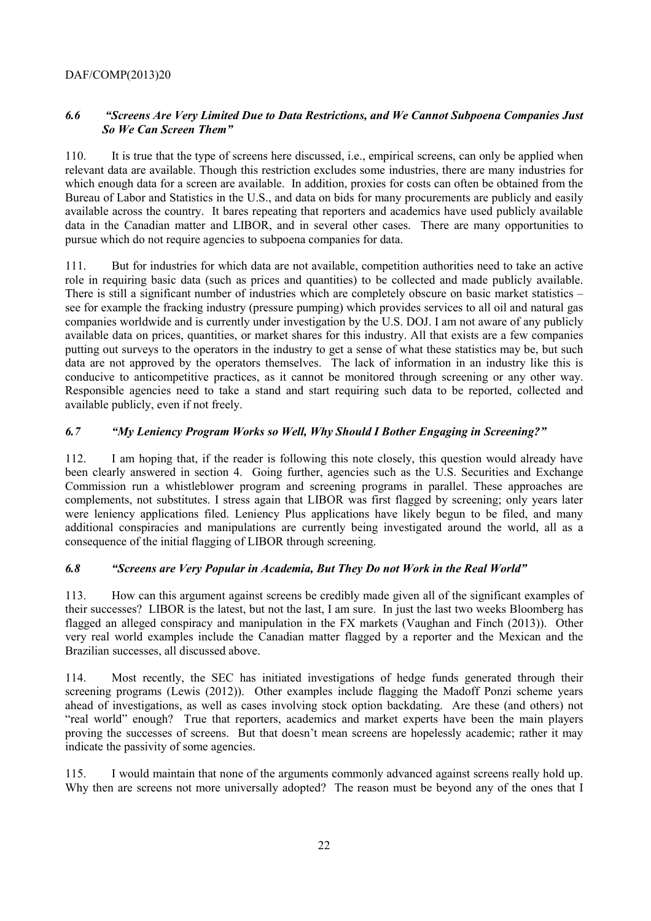### *6.6 "Screens Are Very Limited Due to Data Restrictions, and We Cannot Subpoena Companies Just So We Can Screen Them"*

110. It is true that the type of screens here discussed, i.e., empirical screens, can only be applied when relevant data are available. Though this restriction excludes some industries, there are many industries for which enough data for a screen are available. In addition, proxies for costs can often be obtained from the Bureau of Labor and Statistics in the U.S., and data on bids for many procurements are publicly and easily available across the country. It bares repeating that reporters and academics have used publicly available data in the Canadian matter and LIBOR, and in several other cases. There are many opportunities to pursue which do not require agencies to subpoena companies for data.

111. But for industries for which data are not available, competition authorities need to take an active role in requiring basic data (such as prices and quantities) to be collected and made publicly available. There is still a significant number of industries which are completely obscure on basic market statistics – see for example the fracking industry (pressure pumping) which provides services to all oil and natural gas companies worldwide and is currently under investigation by the U.S. DOJ. I am not aware of any publicly available data on prices, quantities, or market shares for this industry. All that exists are a few companies putting out surveys to the operators in the industry to get a sense of what these statistics may be, but such data are not approved by the operators themselves. The lack of information in an industry like this is conducive to anticompetitive practices, as it cannot be monitored through screening or any other way. Responsible agencies need to take a stand and start requiring such data to be reported, collected and available publicly, even if not freely.

### *6.7 "My Leniency Program Works so Well, Why Should I Bother Engaging in Screening?"*

112. I am hoping that, if the reader is following this note closely, this question would already have been clearly answered in section 4. Going further, agencies such as the U.S. Securities and Exchange Commission run a whistleblower program and screening programs in parallel. These approaches are complements, not substitutes. I stress again that LIBOR was first flagged by screening; only years later were leniency applications filed. Leniency Plus applications have likely begun to be filed, and many additional conspiracies and manipulations are currently being investigated around the world, all as a consequence of the initial flagging of LIBOR through screening.

### *6.8 "Screens are Very Popular in Academia, But They Do not Work in the Real World"*

113. How can this argument against screens be credibly made given all of the significant examples of their successes? LIBOR is the latest, but not the last, I am sure. In just the last two weeks Bloomberg has flagged an alleged conspiracy and manipulation in the FX markets (Vaughan and Finch (2013)). Other very real world examples include the Canadian matter flagged by a reporter and the Mexican and the Brazilian successes, all discussed above.

114. Most recently, the SEC has initiated investigations of hedge funds generated through their screening programs (Lewis (2012)). Other examples include flagging the Madoff Ponzi scheme years ahead of investigations, as well as cases involving stock option backdating. Are these (and others) not "real world" enough? True that reporters, academics and market experts have been the main players proving the successes of screens. But that doesn't mean screens are hopelessly academic; rather it may indicate the passivity of some agencies.

115. I would maintain that none of the arguments commonly advanced against screens really hold up. Why then are screens not more universally adopted? The reason must be beyond any of the ones that I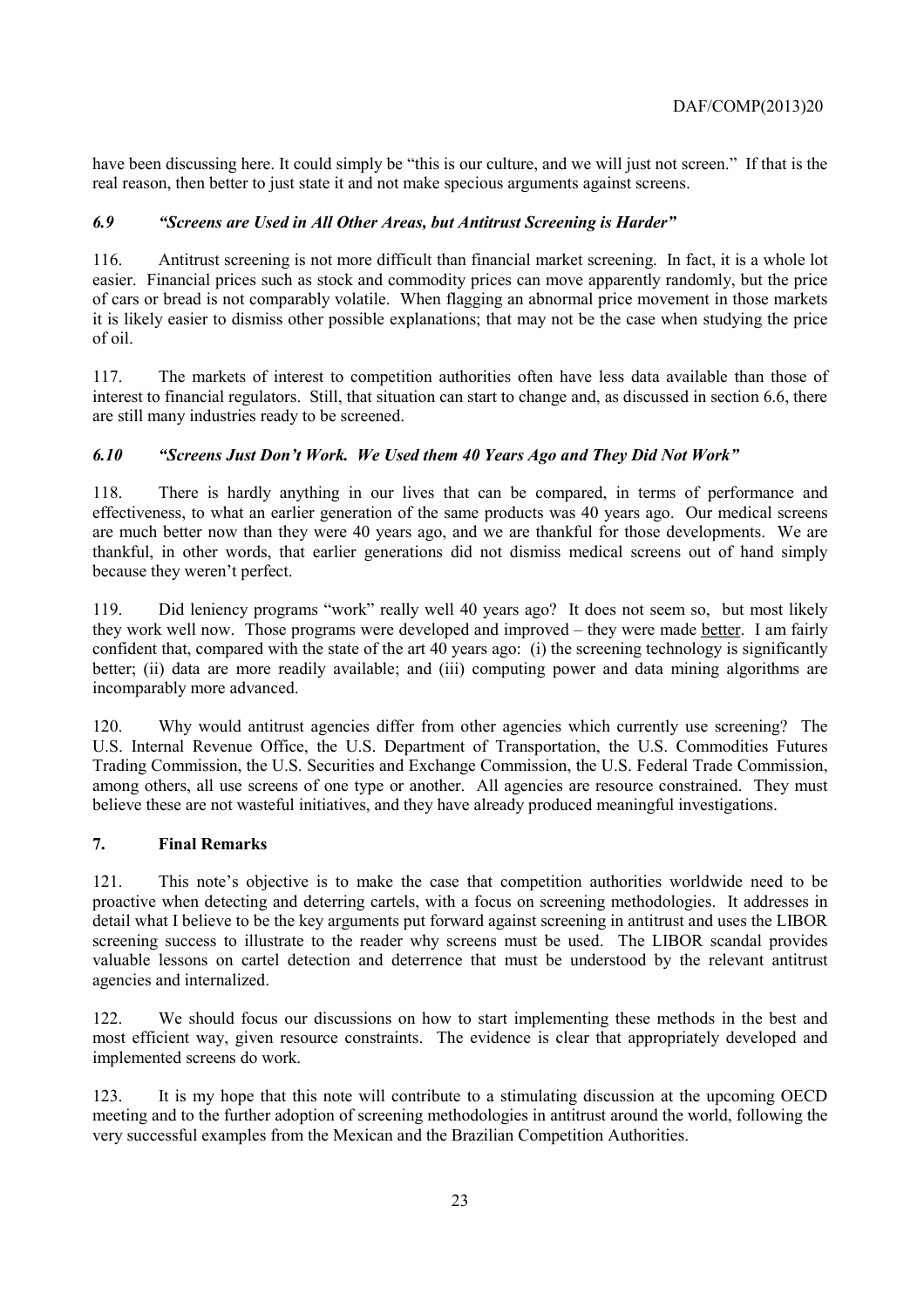have been discussing here. It could simply be "this is our culture, and we will just not screen." If that is the real reason, then better to just state it and not make specious arguments against screens.

### *6.9 "Screens are Used in All Other Areas, but Antitrust Screening is Harder"*

116. Antitrust screening is not more difficult than financial market screening. In fact, it is a whole lot easier. Financial prices such as stock and commodity prices can move apparently randomly, but the price of cars or bread is not comparably volatile. When flagging an abnormal price movement in those markets it is likely easier to dismiss other possible explanations; that may not be the case when studying the price of oil.

117. The markets of interest to competition authorities often have less data available than those of interest to financial regulators. Still, that situation can start to change and, as discussed in section 6.6, there are still many industries ready to be screened.

### *6.10 "Screens Just Don't Work. We Used them 40 Years Ago and They Did Not Work"*

118. There is hardly anything in our lives that can be compared, in terms of performance and effectiveness, to what an earlier generation of the same products was 40 years ago. Our medical screens are much better now than they were 40 years ago, and we are thankful for those developments. We are thankful, in other words, that earlier generations did not dismiss medical screens out of hand simply because they weren't perfect.

119. Did leniency programs "work" really well 40 years ago? It does not seem so, but most likely they work well now. Those programs were developed and improved – they were made better. I am fairly confident that, compared with the state of the art 40 years ago: (i) the screening technology is significantly better; (ii) data are more readily available; and (iii) computing power and data mining algorithms are incomparably more advanced.

120. Why would antitrust agencies differ from other agencies which currently use screening? The U.S. Internal Revenue Office, the U.S. Department of Transportation, the U.S. Commodities Futures Trading Commission, the U.S. Securities and Exchange Commission, the U.S. Federal Trade Commission, among others, all use screens of one type or another. All agencies are resource constrained. They must believe these are not wasteful initiatives, and they have already produced meaningful investigations.

## 7. Final Remarks

121. This note's objective is to make the case that competition authorities worldwide need to be proactive when detecting and deterring cartels, with a focus on screening methodologies. It addresses in detail what I believe to be the key arguments put forward against screening in antitrust and uses the LIBOR screening success to illustrate to the reader why screens must be used. The LIBOR scandal provides valuable lessons on cartel detection and deterrence that must be understood by the relevant antitrust agencies and internalized.

122. We should focus our discussions on how to start implementing these methods in the best and most efficient way, given resource constraints. The evidence is clear that appropriately developed and implemented screens do work.

123. It is my hope that this note will contribute to a stimulating discussion at the upcoming OECD meeting and to the further adoption of screening methodologies in antitrust around the world, following the very successful examples from the Mexican and the Brazilian Competition Authorities.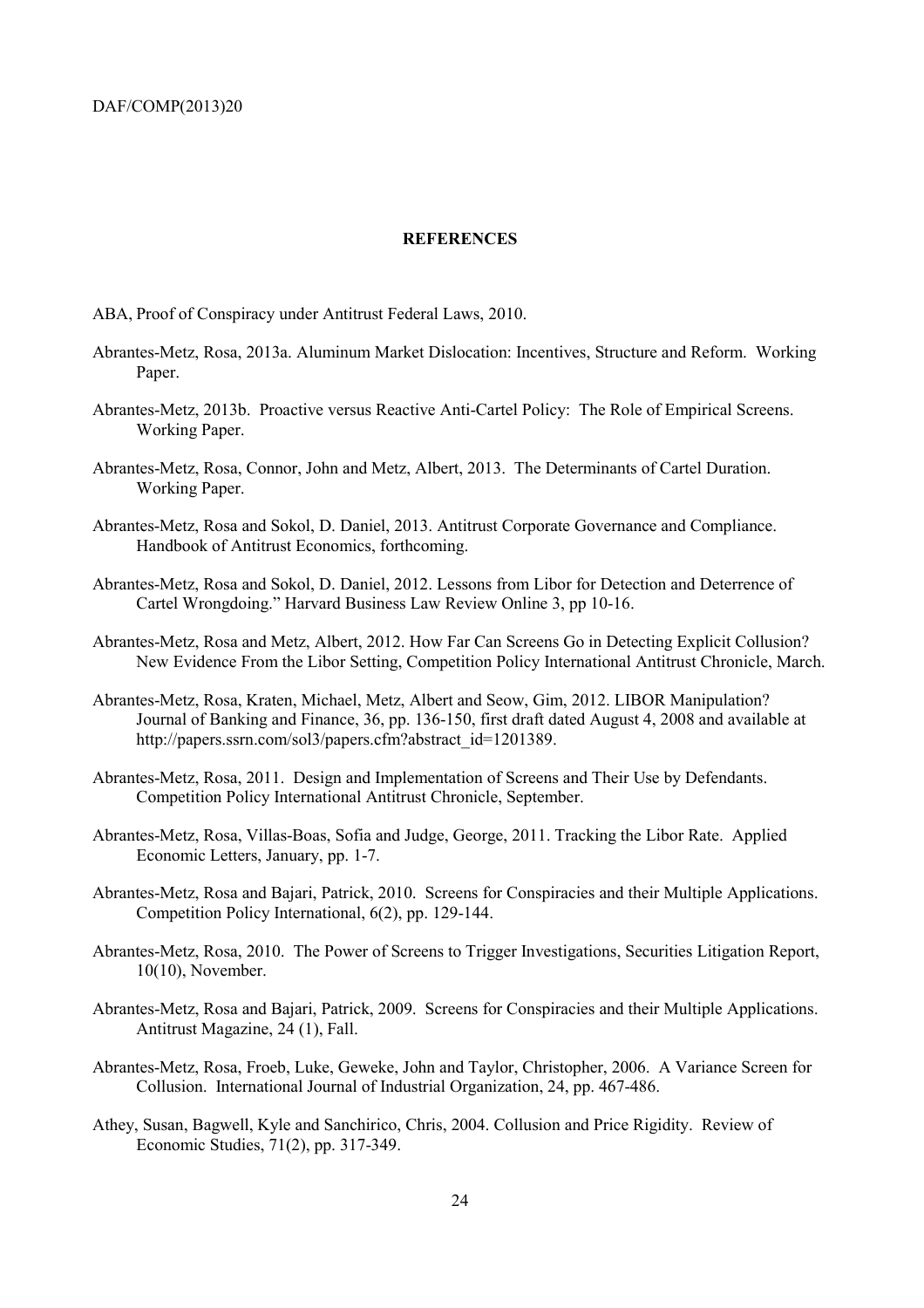## REFERENCES

ABA, Proof of Conspiracy under Antitrust Federal Laws, 2010.

Abrantes-Metz, Rosa, 2013a. Aluminum Market Dislocation: Incentives, Structure and Reform. Working Paper.

Abrantes-Metz, 2013b. Proactive versus Reactive Anti-Cartel Policy: The Role of Empirical Screens. Working Paper.

Abrantes-Metz, Rosa, Connor, John and Metz, Albert, 2013. The Determinants of Cartel Duration. Working Paper.

Abrantes-Metz, Rosa and Sokol, D. Daniel, 2013. Antitrust Corporate Governance and Compliance. Handbook of Antitrust Economics, forthcoming.

Abrantes-Metz, Rosa and Sokol, D. Daniel, 2012. Lessons from Libor for Detection and Deterrence of Cartel Wrongdoing." Harvard Business Law Review Online 3, pp 10-16.

Abrantes-Metz, Rosa and Metz, Albert, 2012. How Far Can Screens Go in Detecting Explicit Collusion? New Evidence From the Libor Setting, Competition Policy International Antitrust Chronicle, March.

Abrantes-Metz, Rosa, Kraten, Michael, Metz, Albert and Seow, Gim, 2012. LIBOR Manipulation? Journal of Banking and Finance, 36, pp. 136-150, first draft dated August 4, 2008 and available at http://papers.ssrn.com/sol3/papers.cfm?abstract_id=1201389.

Abrantes-Metz, Rosa, 2011. Design and Implementation of Screens and Their Use by Defendants. Competition Policy International Antitrust Chronicle, September.

Abrantes-Metz, Rosa, Villas-Boas, Sofia and Judge, George, 2011. Tracking the Libor Rate. Applied Economic Letters, January, pp. 1-7.

Abrantes-Metz, Rosa and Bajari, Patrick, 2010. Screens for Conspiracies and their Multiple Applications. Competition Policy International, 6(2), pp. 129-144.

Abrantes-Metz, Rosa, 2010. The Power of Screens to Trigger Investigations, Securities Litigation Report, 10(10), November.

Abrantes-Metz, Rosa and Bajari, Patrick, 2009. Screens for Conspiracies and their Multiple Applications. Antitrust Magazine, 24 (1), Fall.

Abrantes-Metz, Rosa, Froeb, Luke, Geweke, John and Taylor, Christopher, 2006. A Variance Screen for Collusion. International Journal of Industrial Organization, 24, pp. 467-486.

Athey, Susan, Bagwell, Kyle and Sanchirico, Chris, 2004. Collusion and Price Rigidity. Review of Economic Studies, 71(2), pp. 317-349.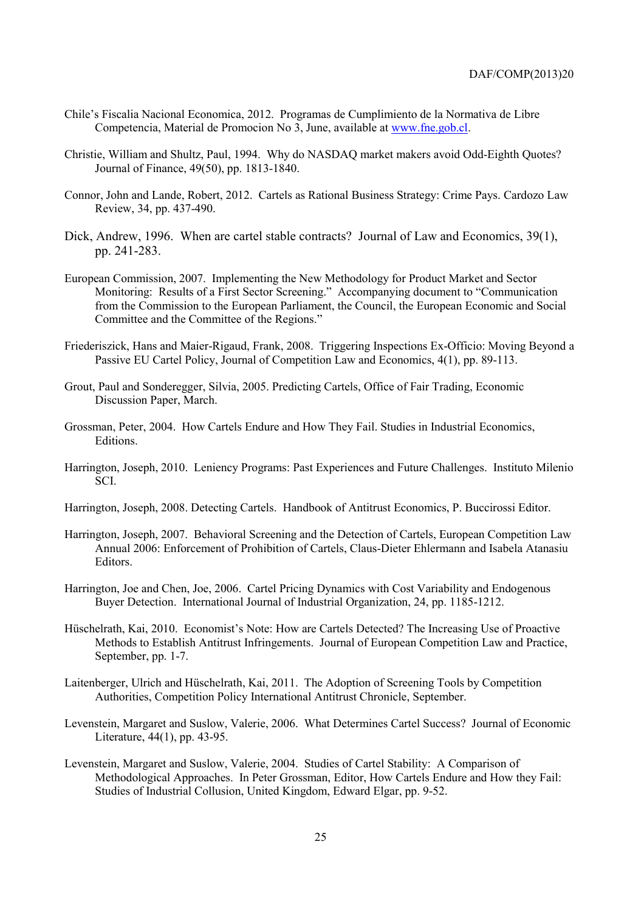Chile's Fiscalia Nacional Economica, 2012. Programas de Cumplimiento de la Normativa de Libre Competencia, Material de Promocion No 3, June, available at www.fne.gob.cl.

Christie, William and Shultz, Paul, 1994. Why do NASDAQ market makers avoid Odd-Eighth Quotes? Journal of Finance, 49(50), pp. 1813-1840.

Connor, John and Lande, Robert, 2012. Cartels as Rational Business Strategy: Crime Pays. Cardozo Law Review, 34, pp. 437-490.

Dick, Andrew, 1996. When are cartel stable contracts? Journal of Law and Economics, 39(1), pp. 241-283.

European Commission, 2007. Implementing the New Methodology for Product Market and Sector Monitoring: Results of a First Sector Screening." Accompanying document to "Communication from the Commission to the European Parliament, the Council, the European Economic and Social Committee and the Committee of the Regions."

Friederiszick, Hans and Maier-Rigaud, Frank, 2008. Triggering Inspections Ex-Officio: Moving Beyond a Passive EU Cartel Policy, Journal of Competition Law and Economics, 4(1), pp. 89-113.

Grout, Paul and Sonderegger, Silvia, 2005. Predicting Cartels, Office of Fair Trading, Economic Discussion Paper, March.

Grossman, Peter, 2004. How Cartels Endure and How They Fail. Studies in Industrial Economics, Editions.

Harrington, Joseph, 2010. Leniency Programs: Past Experiences and Future Challenges. Instituto Milenio SCI.

Harrington, Joseph, 2008. Detecting Cartels. Handbook of Antitrust Economics, P. Buccirossi Editor.

Harrington, Joseph, 2007. Behavioral Screening and the Detection of Cartels, European Competition Law Annual 2006: Enforcement of Prohibition of Cartels, Claus-Dieter Ehlermann and Isabela Atanasiu Editors.

Harrington, Joe and Chen, Joe, 2006. Cartel Pricing Dynamics with Cost Variability and Endogenous Buyer Detection. International Journal of Industrial Organization, 24, pp. 1185-1212.

Hüschelrath, Kai, 2010. Economist's Note: How are Cartels Detected? The Increasing Use of Proactive Methods to Establish Antitrust Infringements. Journal of European Competition Law and Practice, September, pp. 1-7.

Laitenberger, Ulrich and Hüschelrath, Kai, 2011. The Adoption of Screening Tools by Competition Authorities, Competition Policy International Antitrust Chronicle, September.

Levenstein, Margaret and Suslow, Valerie, 2006. What Determines Cartel Success? Journal of Economic Literature, 44(1), pp. 43-95.

Levenstein, Margaret and Suslow, Valerie, 2004. Studies of Cartel Stability: A Comparison of Methodological Approaches. In Peter Grossman, Editor, How Cartels Endure and How they Fail: Studies of Industrial Collusion, United Kingdom, Edward Elgar, pp. 9-52.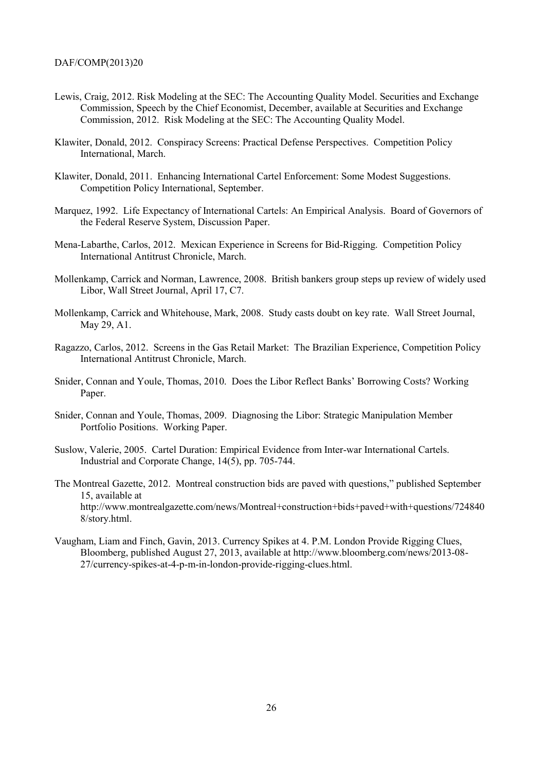Lewis, Craig, 2012. Risk Modeling at the SEC: The Accounting Quality Model. Securities and Exchange Commission, Speech by the Chief Economist, December, available at Securities and Exchange Commission, 2012. Risk Modeling at the SEC: The Accounting Quality Model.

Klawiter, Donald, 2012. Conspiracy Screens: Practical Defense Perspectives. Competition Policy International, March.

Klawiter, Donald, 2011. Enhancing International Cartel Enforcement: Some Modest Suggestions. Competition Policy International, September.

Marquez, 1992. Life Expectancy of International Cartels: An Empirical Analysis. Board of Governors of the Federal Reserve System, Discussion Paper.

Mena-Labarthe, Carlos, 2012. Mexican Experience in Screens for Bid-Rigging. Competition Policy International Antitrust Chronicle, March.

Mollenkamp, Carrick and Norman, Lawrence, 2008. British bankers group steps up review of widely used Libor, Wall Street Journal, April 17, C7.

Mollenkamp, Carrick and Whitehouse, Mark, 2008. Study casts doubt on key rate. Wall Street Journal, May 29, A1.

Ragazzo, Carlos, 2012. Screens in the Gas Retail Market: The Brazilian Experience, Competition Policy International Antitrust Chronicle, March.

Snider, Connan and Youle, Thomas, 2010. Does the Libor Reflect Banks' Borrowing Costs? Working Paper.

Snider, Connan and Youle, Thomas, 2009. Diagnosing the Libor: Strategic Manipulation Member Portfolio Positions. Working Paper.

Suslow, Valerie, 2005. Cartel Duration: Empirical Evidence from Inter-war International Cartels. Industrial and Corporate Change, 14(5), pp. 705-744.

The Montreal Gazette, 2012. Montreal construction bids are paved with questions," published September 15, available at http://www.montrealgazette.com/news/Montreal+construction+bids+paved+with+questions/7248408/story.html.

Vaugham, Liam and Finch, Gavin, 2013. Currency Spikes at 4. P.M. London Provide Rigging Clues, Bloomberg, published August 27, 2013, available at http://www.bloomberg.com/news/2013-08-27/currency-spikes-at-4-p-m-in-london-provide-rigging-clues.html.